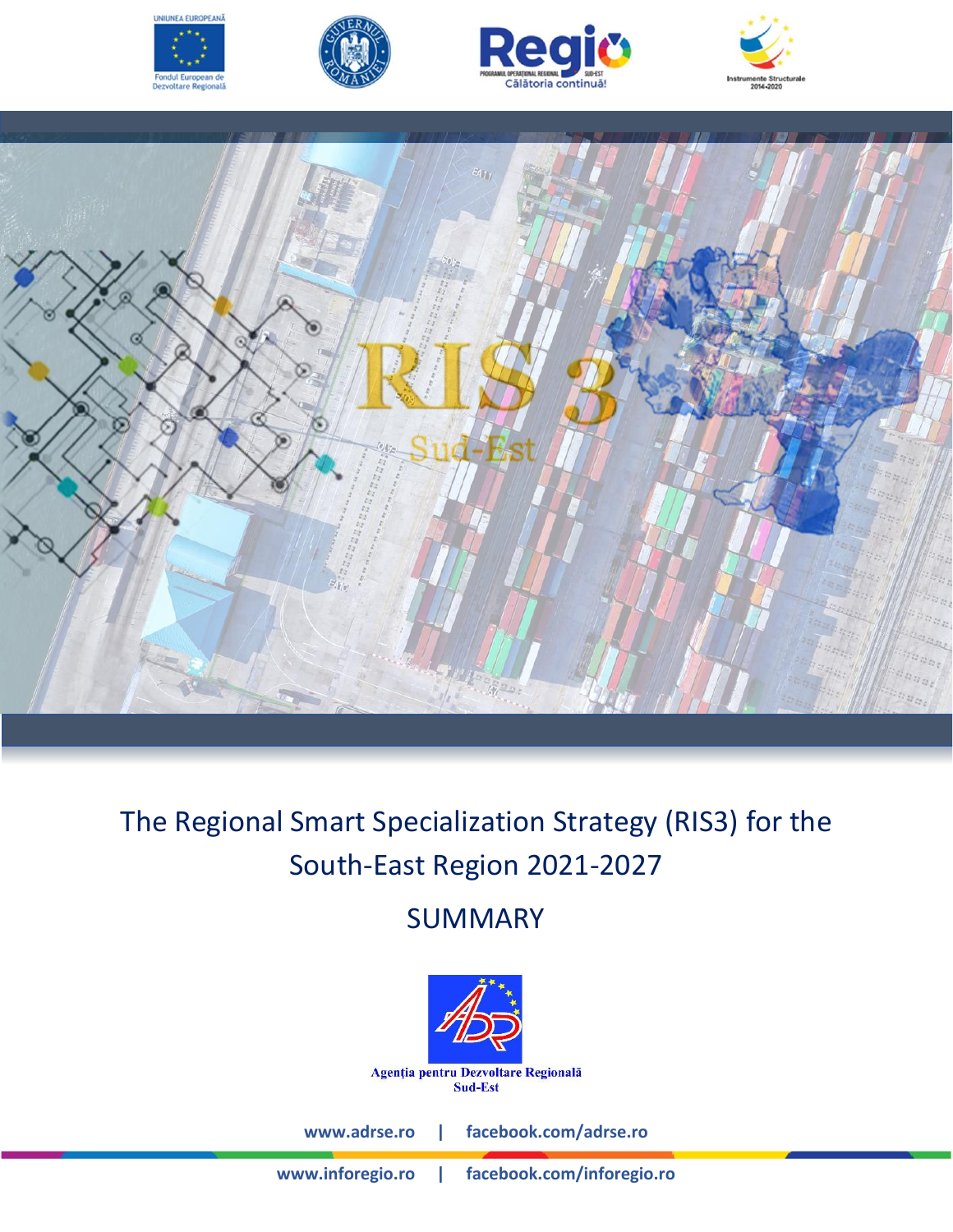UNIUNEA EUROPEANĂ

Fondul European de Dezvoltare Regională

Regio — PROGRAMUL OPERAȚIONAL REGIONAL SUD-EST — Călătoria continuă!

Instrumente Structurale 2014-2020

RIS 3

Sud-Est

# The Regional Smart Specialization Strategy (RIS3) for the South-East Region 2021-2027

## SUMMARY

Agenția pentru Dezvoltare Regională Sud-Est

**www.adrse.ro | facebook.com/adrse.ro**

**www.inforegio.ro | facebook.com/inforegio.ro**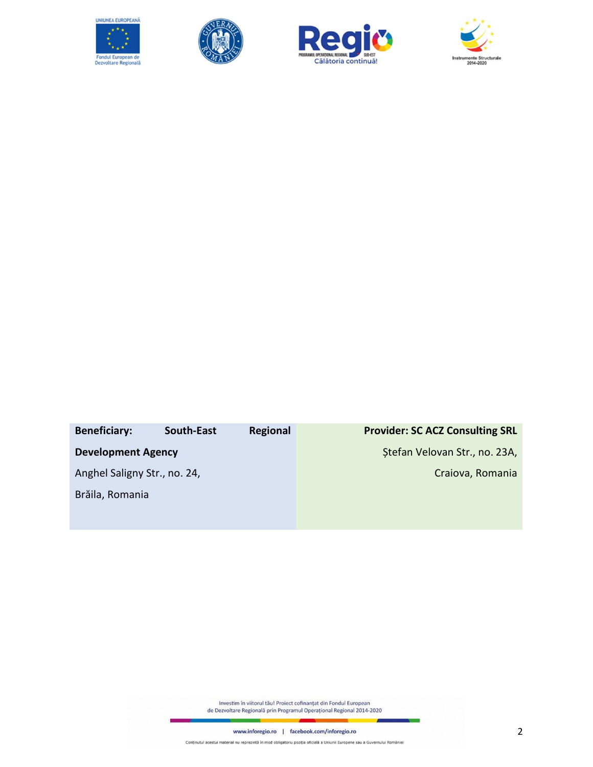| **Beneficiary: South-East Regional Development Agency** | **Provider: SC ACZ Consulting SRL** |
|---|---|
| Anghel Saligny Str., no. 24, | Ștefan Velovan Str., no. 23A, |
| Brăila, Romania | Craiova, Romania |

Investim în viitorul tău! Proiect cofinanțat din Fondul European de Dezvoltare Regională prin Programul Operațional Regional 2014-2020

www.inforegio.ro | facebook.com/inforegio.ro

Conținutul acestui material nu reprezintă în mod obligatoriu poziția oficială a Uniunii Europene sau a Guvernului României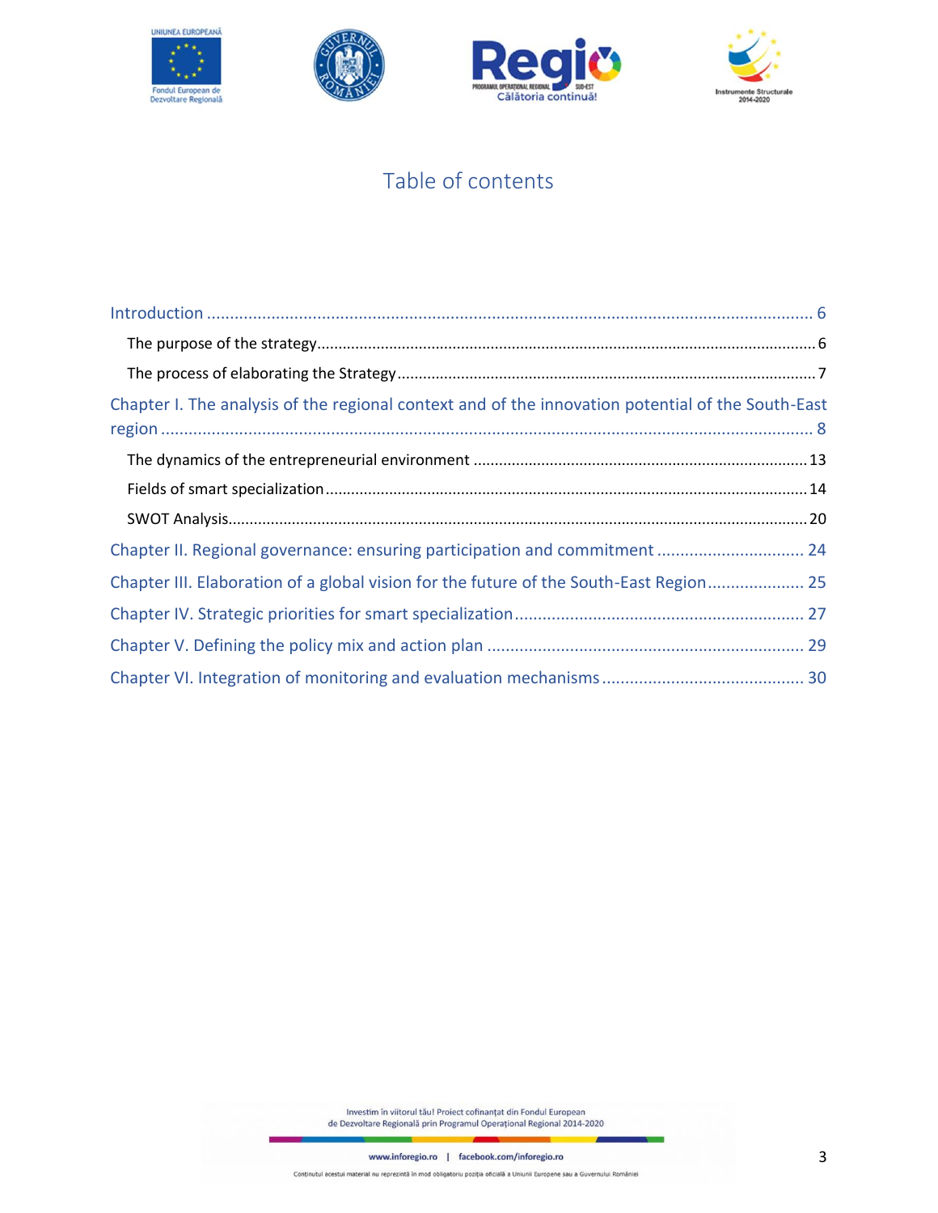# Table of contents

- Introduction ........................................................ 6
  - The purpose of the strategy ........................................................ 6
  - The process of elaborating the Strategy ........................................................ 7
- Chapter I. The analysis of the regional context and of the innovation potential of the South-East region ........................................................ 8
  - The dynamics of the entrepreneurial environment ........................................................ 13
  - Fields of smart specialization ........................................................ 14
  - SWOT Analysis ........................................................ 20
- Chapter II. Regional governance: ensuring participation and commitment ........................................................ 24
- Chapter III. Elaboration of a global vision for the future of the South-East Region ........................................................ 25
- Chapter IV. Strategic priorities for smart specialization ........................................................ 27
- Chapter V. Defining the policy mix and action plan ........................................................ 29
- Chapter VI. Integration of monitoring and evaluation mechanisms ........................................................ 30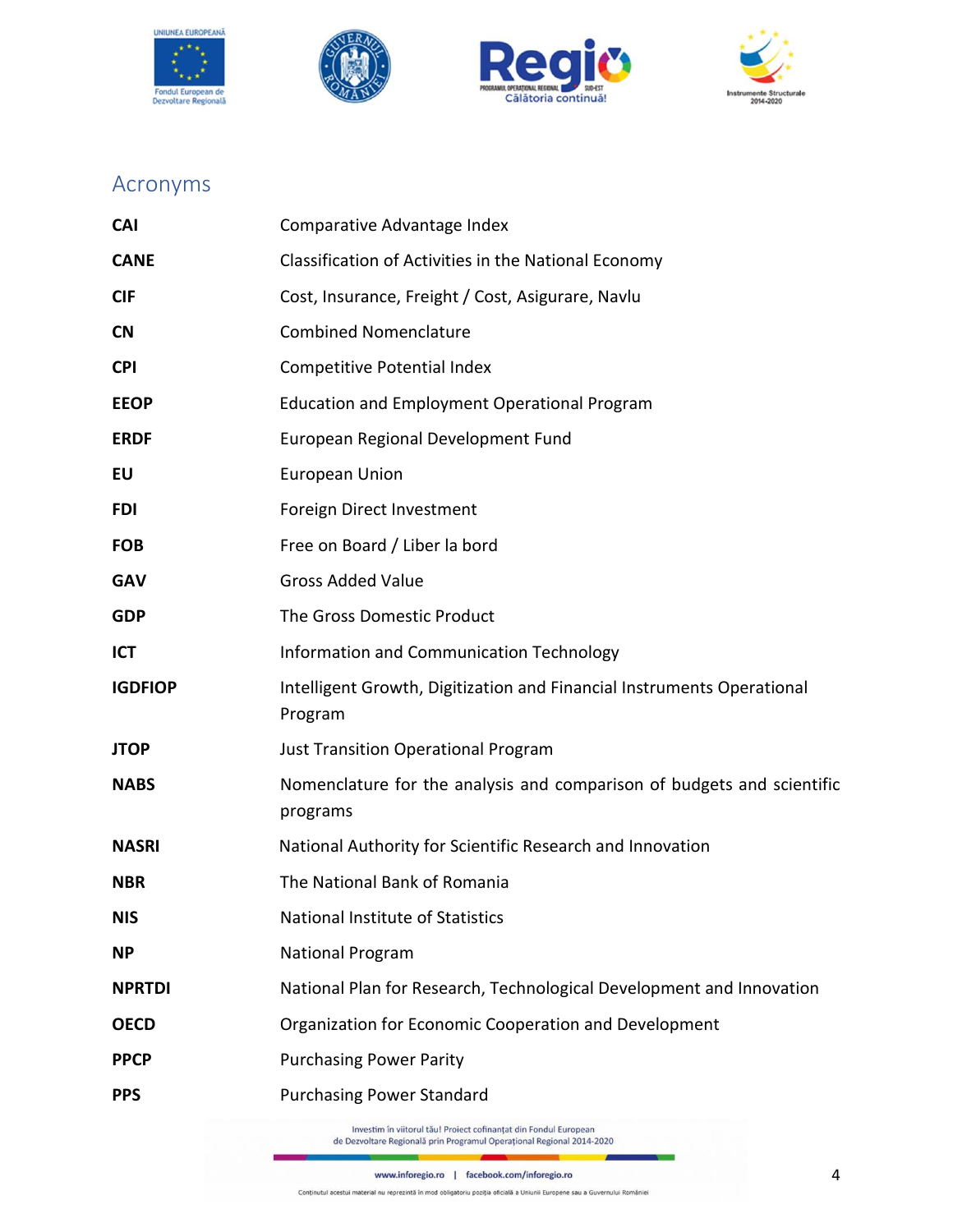## Acronyms

| | |
|---|---|
| **CAI** | Comparative Advantage Index |
| **CANE** | Classification of Activities in the National Economy |
| **CIF** | Cost, Insurance, Freight / Cost, Asigurare, Navlu |
| **CN** | Combined Nomenclature |
| **CPI** | Competitive Potential Index |
| **EEOP** | Education and Employment Operational Program |
| **ERDF** | European Regional Development Fund |
| **EU** | European Union |
| **FDI** | Foreign Direct Investment |
| **FOB** | Free on Board / Liber la bord |
| **GAV** | Gross Added Value |
| **GDP** | The Gross Domestic Product |
| **ICT** | Information and Communication Technology |
| **IGDFIOP** | Intelligent Growth, Digitization and Financial Instruments Operational Program |
| **JTOP** | Just Transition Operational Program |
| **NABS** | Nomenclature for the analysis and comparison of budgets and scientific programs |
| **NASRI** | National Authority for Scientific Research and Innovation |
| **NBR** | The National Bank of Romania |
| **NIS** | National Institute of Statistics |
| **NP** | National Program |
| **NPRTDI** | National Plan for Research, Technological Development and Innovation |
| **OECD** | Organization for Economic Cooperation and Development |
| **PPCP** | Purchasing Power Parity |
| **PPS** | Purchasing Power Standard |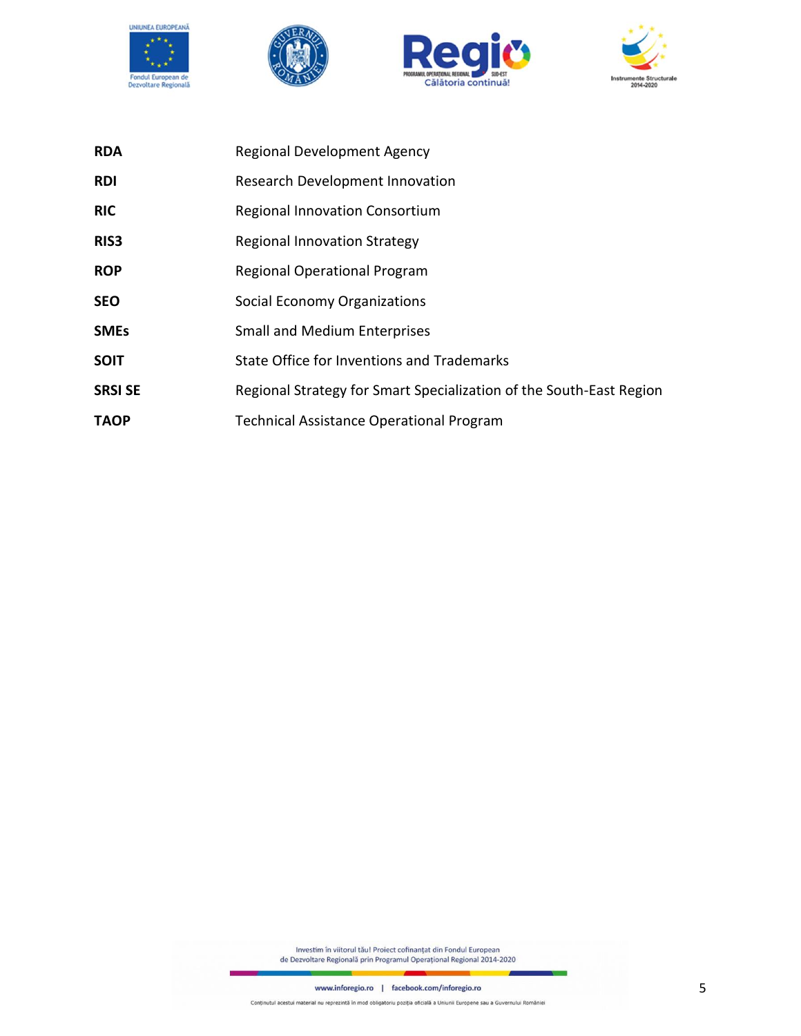| | |
|---|---|
| **RDA** | Regional Development Agency |
| **RDI** | Research Development Innovation |
| **RIC** | Regional Innovation Consortium |
| **RIS3** | Regional Innovation Strategy |
| **ROP** | Regional Operational Program |
| **SEO** | Social Economy Organizations |
| **SMEs** | Small and Medium Enterprises |
| **SOIT** | State Office for Inventions and Trademarks |
| **SRSI SE** | Regional Strategy for Smart Specialization of the South-East Region |
| **TAOP** | Technical Assistance Operational Program |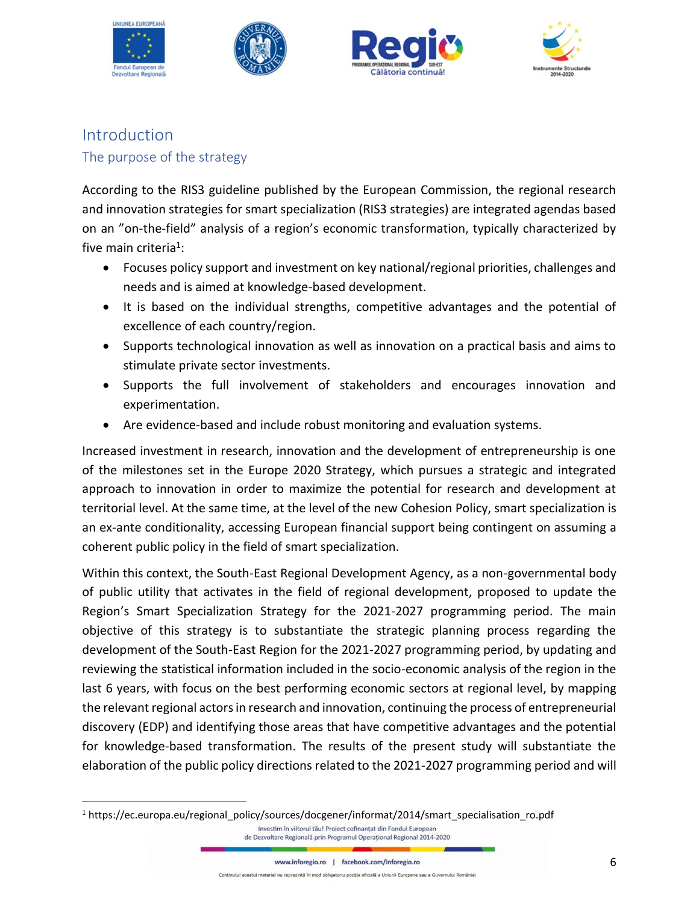# Introduction

## The purpose of the strategy

According to the RIS3 guideline published by the European Commission, the regional research and innovation strategies for smart specialization (RIS3 strategies) are integrated agendas based on an ”on-the-field” analysis of a region's economic transformation, typically characterized by five main criteria[1]:

- Focuses policy support and investment on key national/regional priorities, challenges and needs and is aimed at knowledge-based development.
- It is based on the individual strengths, competitive advantages and the potential of excellence of each country/region.
- Supports technological innovation as well as innovation on a practical basis and aims to stimulate private sector investments.
- Supports the full involvement of stakeholders and encourages innovation and experimentation.
- Are evidence-based and include robust monitoring and evaluation systems.

Increased investment in research, innovation and the development of entrepreneurship is one of the milestones set in the Europe 2020 Strategy, which pursues a strategic and integrated approach to innovation in order to maximize the potential for research and development at territorial level. At the same time, at the level of the new Cohesion Policy, smart specialization is an ex-ante conditionality, accessing European financial support being contingent on assuming a coherent public policy in the field of smart specialization.

Within this context, the South-East Regional Development Agency, as a non-governmental body of public utility that activates in the field of regional development, proposed to update the Region's Smart Specialization Strategy for the 2021-2027 programming period. The main objective of this strategy is to substantiate the strategic planning process regarding the development of the South-East Region for the 2021-2027 programming period, by updating and reviewing the statistical information included in the socio-economic analysis of the region in the last 6 years, with focus on the best performing economic sectors at regional level, by mapping the relevant regional actors in research and innovation, continuing the process of entrepreneurial discovery (EDP) and identifying those areas that have competitive advantages and the potential for knowledge-based transformation. The results of the present study will substantiate the elaboration of the public policy directions related to the 2021-2027 programming period and will

[1] https://ec.europa.eu/regional_policy/sources/docgener/informat/2014/smart_specialisation_ro.pdf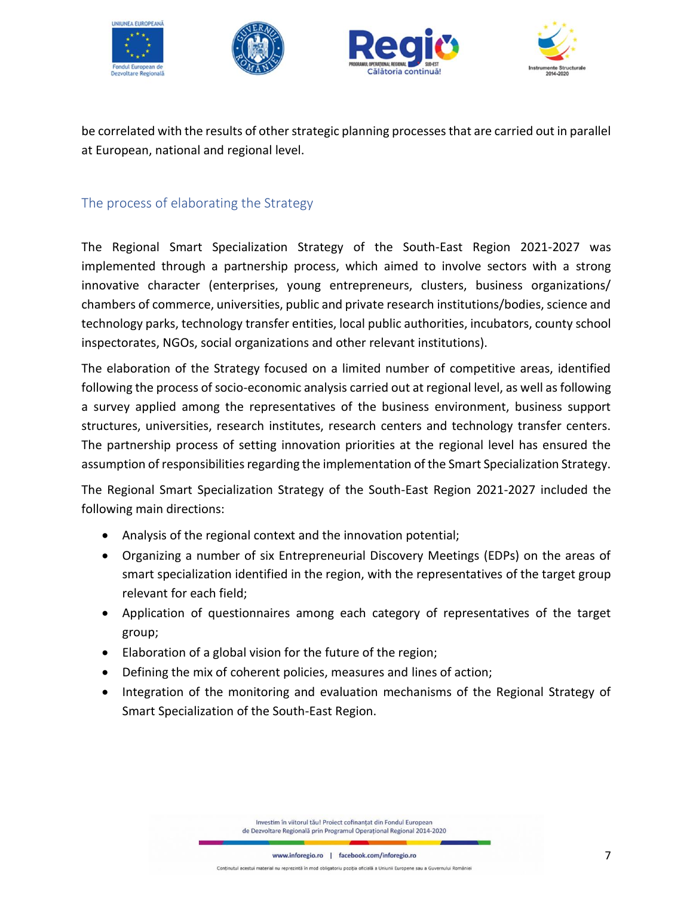be correlated with the results of other strategic planning processes that are carried out in parallel at European, national and regional level.

## The process of elaborating the Strategy

The Regional Smart Specialization Strategy of the South-East Region 2021-2027 was implemented through a partnership process, which aimed to involve sectors with a strong innovative character (enterprises, young entrepreneurs, clusters, business organizations/ chambers of commerce, universities, public and private research institutions/bodies, science and technology parks, technology transfer entities, local public authorities, incubators, county school inspectorates, NGOs, social organizations and other relevant institutions).

The elaboration of the Strategy focused on a limited number of competitive areas, identified following the process of socio-economic analysis carried out at regional level, as well as following a survey applied among the representatives of the business environment, business support structures, universities, research institutes, research centers and technology transfer centers. The partnership process of setting innovation priorities at the regional level has ensured the assumption of responsibilities regarding the implementation of the Smart Specialization Strategy.

The Regional Smart Specialization Strategy of the South-East Region 2021-2027 included the following main directions:

- Analysis of the regional context and the innovation potential;
- Organizing a number of six Entrepreneurial Discovery Meetings (EDPs) on the areas of smart specialization identified in the region, with the representatives of the target group relevant for each field;
- Application of questionnaires among each category of representatives of the target group;
- Elaboration of a global vision for the future of the region;
- Defining the mix of coherent policies, measures and lines of action;
- Integration of the monitoring and evaluation mechanisms of the Regional Strategy of Smart Specialization of the South-East Region.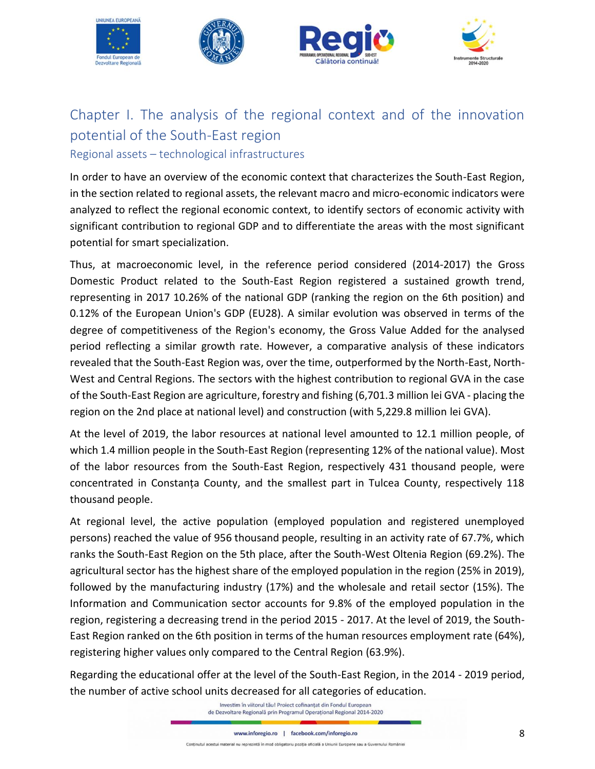## Chapter I. The analysis of the regional context and of the innovation potential of the South-East region

### Regional assets – technological infrastructures

In order to have an overview of the economic context that characterizes the South-East Region, in the section related to regional assets, the relevant macro and micro-economic indicators were analyzed to reflect the regional economic context, to identify sectors of economic activity with significant contribution to regional GDP and to differentiate the areas with the most significant potential for smart specialization.

Thus, at macroeconomic level, in the reference period considered (2014-2017) the Gross Domestic Product related to the South-East Region registered a sustained growth trend, representing in 2017 10.26% of the national GDP (ranking the region on the 6th position) and 0.12% of the European Union's GDP (EU28). A similar evolution was observed in terms of the degree of competitiveness of the Region's economy, the Gross Value Added for the analysed period reflecting a similar growth rate. However, a comparative analysis of these indicators revealed that the South-East Region was, over the time, outperformed by the North-East, North-West and Central Regions. The sectors with the highest contribution to regional GVA in the case of the South-East Region are agriculture, forestry and fishing (6,701.3 million lei GVA - placing the region on the 2nd place at national level) and construction (with 5,229.8 million lei GVA).

At the level of 2019, the labor resources at national level amounted to 12.1 million people, of which 1.4 million people in the South-East Region (representing 12% of the national value). Most of the labor resources from the South-East Region, respectively 431 thousand people, were concentrated in Constanța County, and the smallest part in Tulcea County, respectively 118 thousand people.

At regional level, the active population (employed population and registered unemployed persons) reached the value of 956 thousand people, resulting in an activity rate of 67.7%, which ranks the South-East Region on the 5th place, after the South-West Oltenia Region (69.2%). The agricultural sector has the highest share of the employed population in the region (25% in 2019), followed by the manufacturing industry (17%) and the wholesale and retail sector (15%). The Information and Communication sector accounts for 9.8% of the employed population in the region, registering a decreasing trend in the period 2015 - 2017. At the level of 2019, the South-East Region ranked on the 6th position in terms of the human resources employment rate (64%), registering higher values only compared to the Central Region (63.9%).

Regarding the educational offer at the level of the South-East Region, in the 2014 - 2019 period, the number of active school units decreased for all categories of education.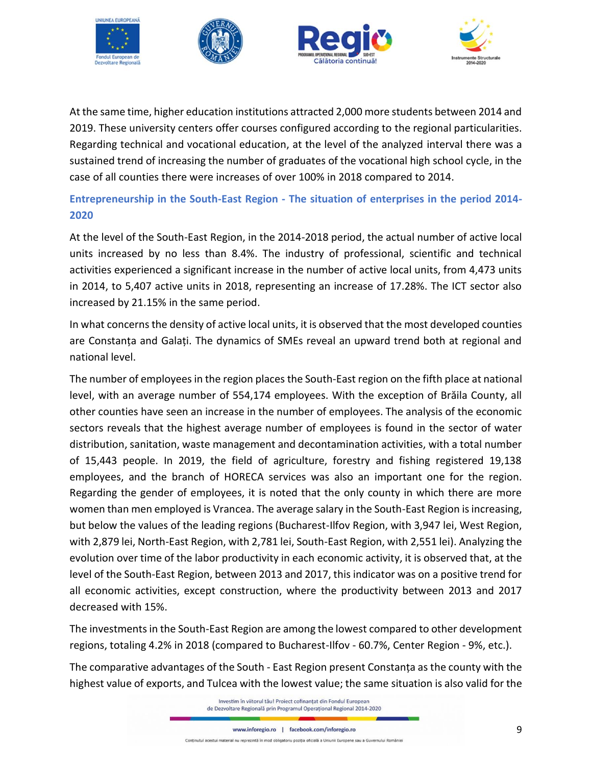At the same time, higher education institutions attracted 2,000 more students between 2014 and 2019. These university centers offer courses configured according to the regional particularities. Regarding technical and vocational education, at the level of the analyzed interval there was a sustained trend of increasing the number of graduates of the vocational high school cycle, in the case of all counties there were increases of over 100% in 2018 compared to 2014.

## Entrepreneurship in the South-East Region - The situation of enterprises in the period 2014-2020

At the level of the South-East Region, in the 2014-2018 period, the actual number of active local units increased by no less than 8.4%. The industry of professional, scientific and technical activities experienced a significant increase in the number of active local units, from 4,473 units in 2014, to 5,407 active units in 2018, representing an increase of 17.28%. The ICT sector also increased by 21.15% in the same period.

In what concerns the density of active local units, it is observed that the most developed counties are Constanța and Galați. The dynamics of SMEs reveal an upward trend both at regional and national level.

The number of employees in the region places the South-East region on the fifth place at national level, with an average number of 554,174 employees. With the exception of Brăila County, all other counties have seen an increase in the number of employees. The analysis of the economic sectors reveals that the highest average number of employees is found in the sector of water distribution, sanitation, waste management and decontamination activities, with a total number of 15,443 people. In 2019, the field of agriculture, forestry and fishing registered 19,138 employees, and the branch of HORECA services was also an important one for the region. Regarding the gender of employees, it is noted that the only county in which there are more women than men employed is Vrancea. The average salary in the South-East Region is increasing, but below the values of the leading regions (Bucharest-Ilfov Region, with 3,947 lei, West Region, with 2,879 lei, North-East Region, with 2,781 lei, South-East Region, with 2,551 lei). Analyzing the evolution over time of the labor productivity in each economic activity, it is observed that, at the level of the South-East Region, between 2013 and 2017, this indicator was on a positive trend for all economic activities, except construction, where the productivity between 2013 and 2017 decreased with 15%.

The investments in the South-East Region are among the lowest compared to other development regions, totaling 4.2% in 2018 (compared to Bucharest-Ilfov - 60.7%, Center Region - 9%, etc.).

The comparative advantages of the South - East Region present Constanța as the county with the highest value of exports, and Tulcea with the lowest value; the same situation is also valid for the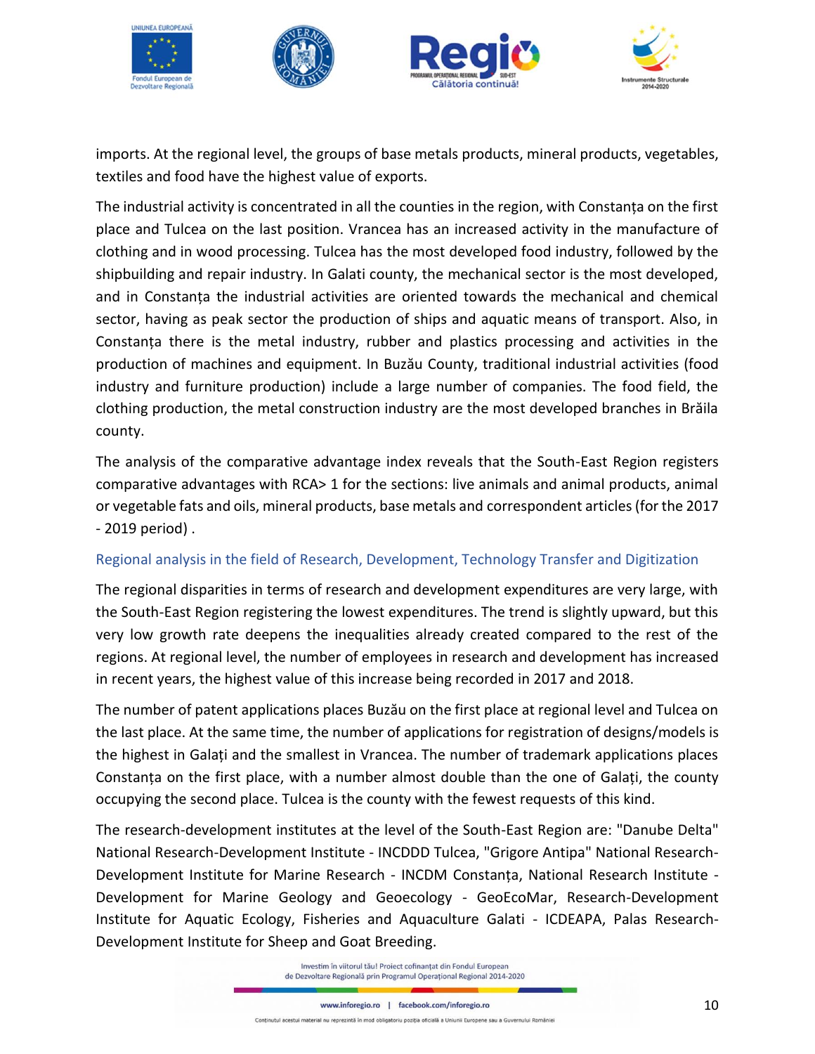imports. At the regional level, the groups of base metals products, mineral products, vegetables, textiles and food have the highest value of exports.

The industrial activity is concentrated in all the counties in the region, with Constanța on the first place and Tulcea on the last position. Vrancea has an increased activity in the manufacture of clothing and in wood processing. Tulcea has the most developed food industry, followed by the shipbuilding and repair industry. In Galati county, the mechanical sector is the most developed, and in Constanța the industrial activities are oriented towards the mechanical and chemical sector, having as peak sector the production of ships and aquatic means of transport. Also, in Constanța there is the metal industry, rubber and plastics processing and activities in the production of machines and equipment. In Buzău County, traditional industrial activities (food industry and furniture production) include a large number of companies. The food field, the clothing production, the metal construction industry are the most developed branches in Brăila county.

The analysis of the comparative advantage index reveals that the South-East Region registers comparative advantages with RCA> 1 for the sections: live animals and animal products, animal or vegetable fats and oils, mineral products, base metals and correspondent articles (for the 2017 - 2019 period) .

### Regional analysis in the field of Research, Development, Technology Transfer and Digitization

The regional disparities in terms of research and development expenditures are very large, with the South-East Region registering the lowest expenditures. The trend is slightly upward, but this very low growth rate deepens the inequalities already created compared to the rest of the regions. At regional level, the number of employees in research and development has increased in recent years, the highest value of this increase being recorded in 2017 and 2018.

The number of patent applications places Buzău on the first place at regional level and Tulcea on the last place. At the same time, the number of applications for registration of designs/models is the highest in Galați and the smallest in Vrancea. The number of trademark applications places Constanța on the first place, with a number almost double than the one of Galați, the county occupying the second place. Tulcea is the county with the fewest requests of this kind.

The research-development institutes at the level of the South-East Region are: "Danube Delta" National Research-Development Institute - INCDDD Tulcea, "Grigore Antipa" National Research-Development Institute for Marine Research - INCDM Constanța, National Research Institute - Development for Marine Geology and Geoecology - GeoEcoMar, Research-Development Institute for Aquatic Ecology, Fisheries and Aquaculture Galati - ICDEAPA, Palas Research-Development Institute for Sheep and Goat Breeding.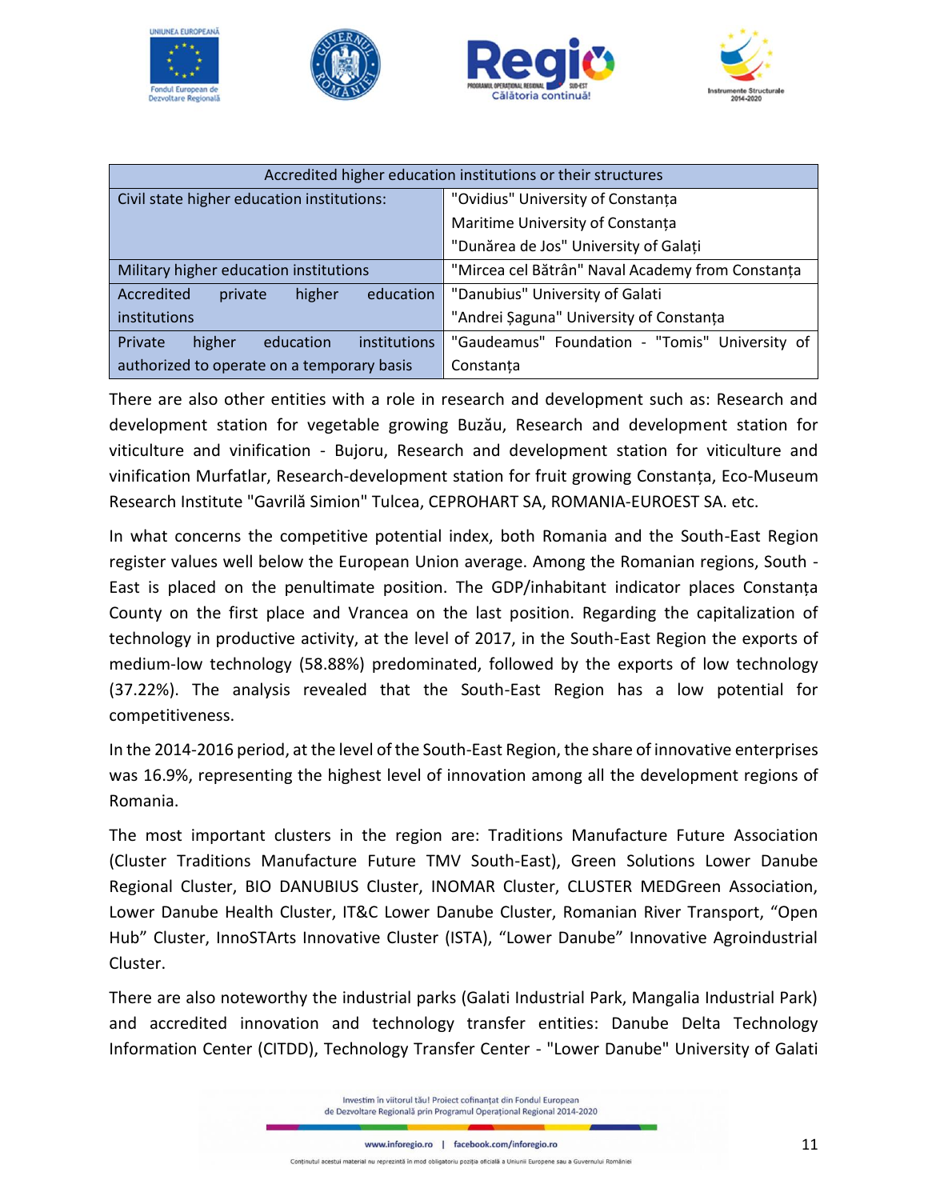| Accredited higher education institutions or their structures | |
|---|---|
| Civil state higher education institutions: | "Ovidius" University of Constanța<br>Maritime University of Constanța<br>"Dunărea de Jos" University of Galați |
| Military higher education institutions | "Mircea cel Bătrân" Naval Academy from Constanța |
| Accredited private higher education institutions | "Danubius" University of Galati<br>"Andrei Șaguna" University of Constanța |
| Private higher education institutions authorized to operate on a temporary basis | "Gaudeamus" Foundation - "Tomis" University of Constanța |

There are also other entities with a role in research and development such as: Research and development station for vegetable growing Buzău, Research and development station for viticulture and vinification - Bujoru, Research and development station for viticulture and vinification Murfatlar, Research-development station for fruit growing Constanța, Eco-Museum Research Institute "Gavrilă Simion" Tulcea, CEPROHART SA, ROMANIA-EUROEST SA. etc.

In what concerns the competitive potential index, both Romania and the South-East Region register values well below the European Union average. Among the Romanian regions, South - East is placed on the penultimate position. The GDP/inhabitant indicator places Constanța County on the first place and Vrancea on the last position. Regarding the capitalization of technology in productive activity, at the level of 2017, in the South-East Region the exports of medium-low technology (58.88%) predominated, followed by the exports of low technology (37.22%). The analysis revealed that the South-East Region has a low potential for competitiveness.

In the 2014-2016 period, at the level of the South-East Region, the share of innovative enterprises was 16.9%, representing the highest level of innovation among all the development regions of Romania.

The most important clusters in the region are: Traditions Manufacture Future Association (Cluster Traditions Manufacture Future TMV South-East), Green Solutions Lower Danube Regional Cluster, BIO DANUBIUS Cluster, INOMAR Cluster, CLUSTER MEDGreen Association, Lower Danube Health Cluster, IT&C Lower Danube Cluster, Romanian River Transport, “Open Hub” Cluster, InnoSTArts Innovative Cluster (ISTA), “Lower Danube” Innovative Agroindustrial Cluster.

There are also noteworthy the industrial parks (Galati Industrial Park, Mangalia Industrial Park) and accredited innovation and technology transfer entities: Danube Delta Technology Information Center (CITDD), Technology Transfer Center - "Lower Danube" University of Galati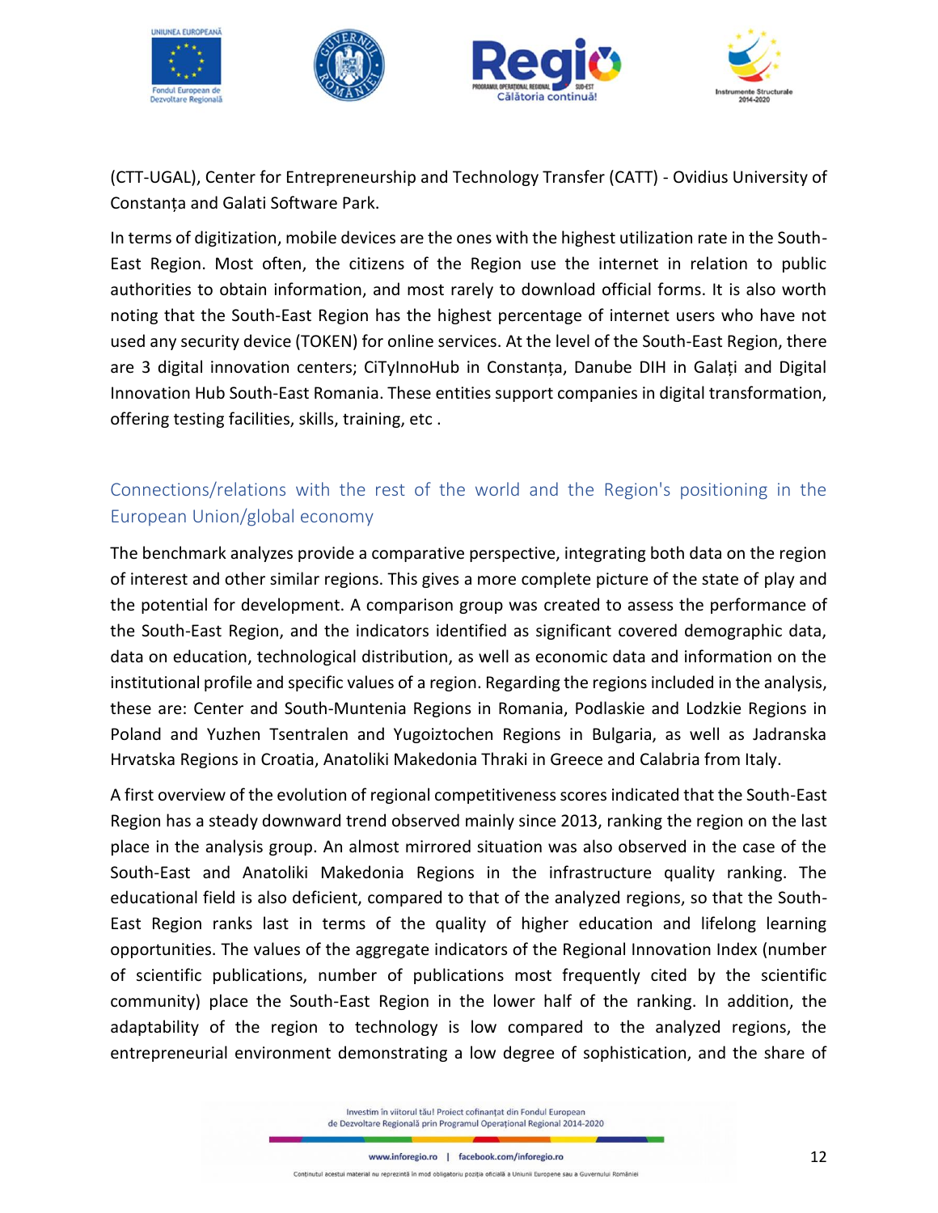(CTT-UGAL), Center for Entrepreneurship and Technology Transfer (CATT) - Ovidius University of Constanța and Galati Software Park.

In terms of digitization, mobile devices are the ones with the highest utilization rate in the South-East Region. Most often, the citizens of the Region use the internet in relation to public authorities to obtain information, and most rarely to download official forms. It is also worth noting that the South-East Region has the highest percentage of internet users who have not used any security device (TOKEN) for online services. At the level of the South-East Region, there are 3 digital innovation centers; CiTyInnoHub in Constanța, Danube DIH in Galați and Digital Innovation Hub South-East Romania. These entities support companies in digital transformation, offering testing facilities, skills, training, etc .

## Connections/relations with the rest of the world and the Region's positioning in the European Union/global economy

The benchmark analyzes provide a comparative perspective, integrating both data on the region of interest and other similar regions. This gives a more complete picture of the state of play and the potential for development. A comparison group was created to assess the performance of the South-East Region, and the indicators identified as significant covered demographic data, data on education, technological distribution, as well as economic data and information on the institutional profile and specific values of a region. Regarding the regions included in the analysis, these are: Center and South-Muntenia Regions in Romania, Podlaskie and Lodzkie Regions in Poland and Yuzhen Tsentralen and Yugoiztochen Regions in Bulgaria, as well as Jadranska Hrvatska Regions in Croatia, Anatoliki Makedonia Thraki in Greece and Calabria from Italy.

A first overview of the evolution of regional competitiveness scores indicated that the South-East Region has a steady downward trend observed mainly since 2013, ranking the region on the last place in the analysis group. An almost mirrored situation was also observed in the case of the South-East and Anatoliki Makedonia Regions in the infrastructure quality ranking. The educational field is also deficient, compared to that of the analyzed regions, so that the South-East Region ranks last in terms of the quality of higher education and lifelong learning opportunities. The values of the aggregate indicators of the Regional Innovation Index (number of scientific publications, number of publications most frequently cited by the scientific community) place the South-East Region in the lower half of the ranking. In addition, the adaptability of the region to technology is low compared to the analyzed regions, the entrepreneurial environment demonstrating a low degree of sophistication, and the share of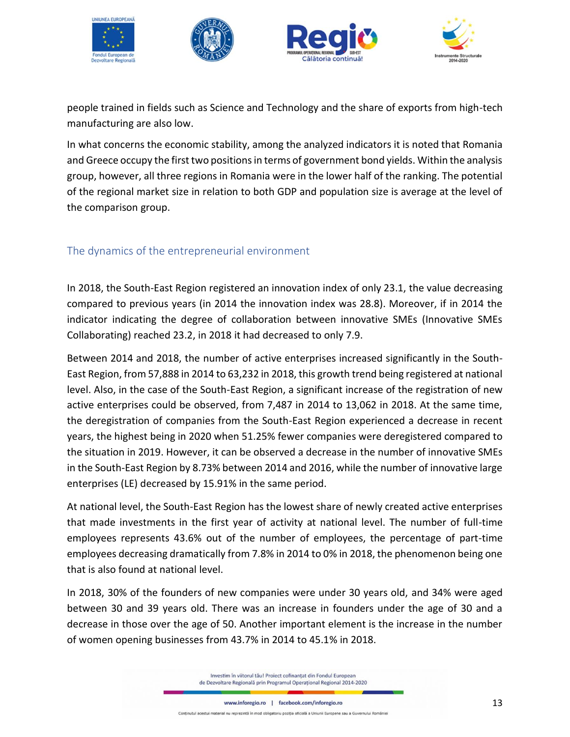people trained in fields such as Science and Technology and the share of exports from high-tech manufacturing are also low.

In what concerns the economic stability, among the analyzed indicators it is noted that Romania and Greece occupy the first two positions in terms of government bond yields. Within the analysis group, however, all three regions in Romania were in the lower half of the ranking. The potential of the regional market size in relation to both GDP and population size is average at the level of the comparison group.

## The dynamics of the entrepreneurial environment

In 2018, the South-East Region registered an innovation index of only 23.1, the value decreasing compared to previous years (in 2014 the innovation index was 28.8). Moreover, if in 2014 the indicator indicating the degree of collaboration between innovative SMEs (Innovative SMEs Collaborating) reached 23.2, in 2018 it had decreased to only 7.9.

Between 2014 and 2018, the number of active enterprises increased significantly in the South-East Region, from 57,888 in 2014 to 63,232 in 2018, this growth trend being registered at national level. Also, in the case of the South-East Region, a significant increase of the registration of new active enterprises could be observed, from 7,487 in 2014 to 13,062 in 2018. At the same time, the deregistration of companies from the South-East Region experienced a decrease in recent years, the highest being in 2020 when 51.25% fewer companies were deregistered compared to the situation in 2019. However, it can be observed a decrease in the number of innovative SMEs in the South-East Region by 8.73% between 2014 and 2016, while the number of innovative large enterprises (LE) decreased by 15.91% in the same period.

At national level, the South-East Region has the lowest share of newly created active enterprises that made investments in the first year of activity at national level. The number of full-time employees represents 43.6% out of the number of employees, the percentage of part-time employees decreasing dramatically from 7.8% in 2014 to 0% in 2018, the phenomenon being one that is also found at national level.

In 2018, 30% of the founders of new companies were under 30 years old, and 34% were aged between 30 and 39 years old. There was an increase in founders under the age of 30 and a decrease in those over the age of 50. Another important element is the increase in the number of women opening businesses from 43.7% in 2014 to 45.1% in 2018.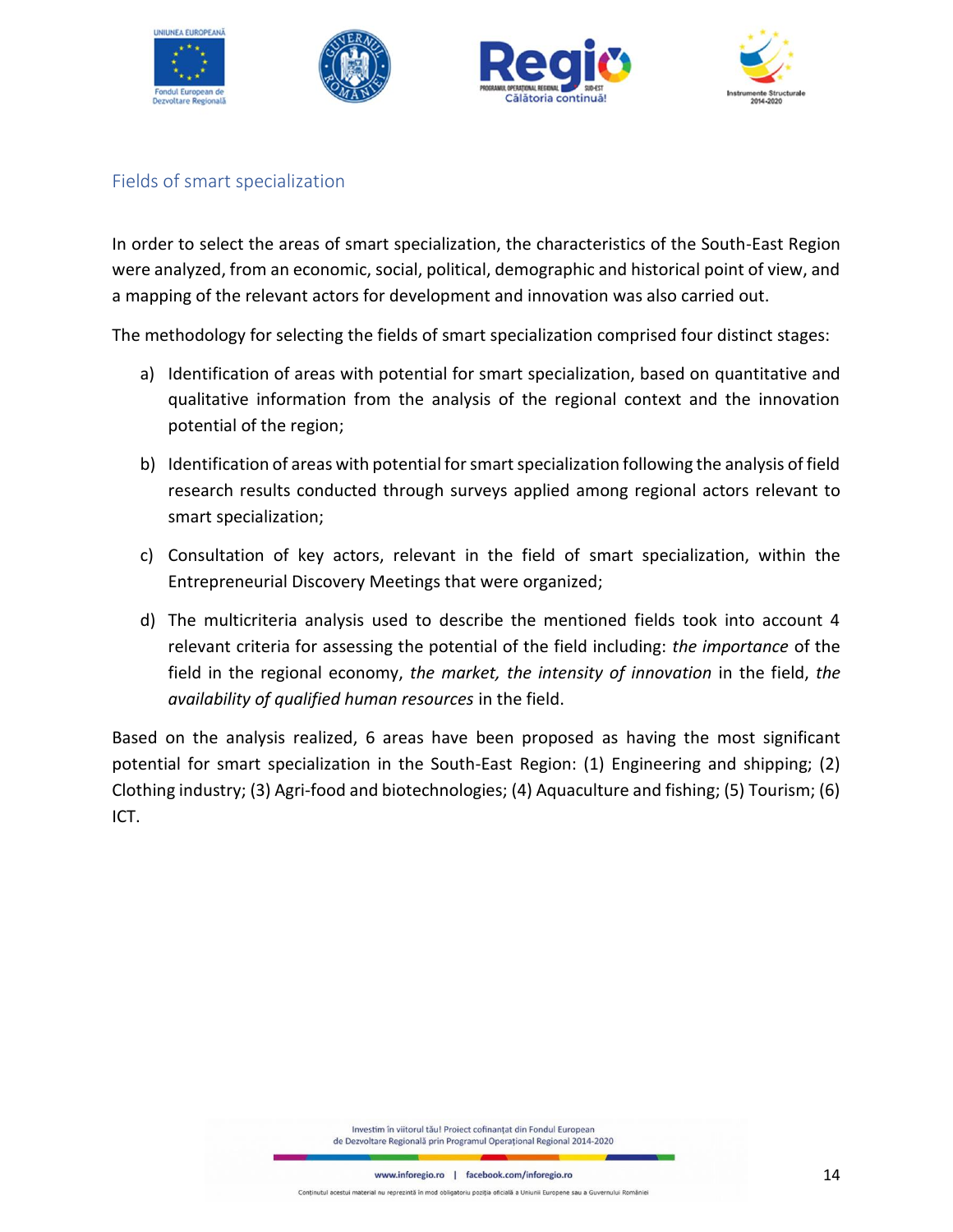## Fields of smart specialization

In order to select the areas of smart specialization, the characteristics of the South-East Region were analyzed, from an economic, social, political, demographic and historical point of view, and a mapping of the relevant actors for development and innovation was also carried out.

The methodology for selecting the fields of smart specialization comprised four distinct stages:

a) Identification of areas with potential for smart specialization, based on quantitative and qualitative information from the analysis of the regional context and the innovation potential of the region;

b) Identification of areas with potential for smart specialization following the analysis of field research results conducted through surveys applied among regional actors relevant to smart specialization;

c) Consultation of key actors, relevant in the field of smart specialization, within the Entrepreneurial Discovery Meetings that were organized;

d) The multicriteria analysis used to describe the mentioned fields took into account 4 relevant criteria for assessing the potential of the field including: *the importance* of the field in the regional economy, *the market, the intensity of innovation* in the field, *the availability of qualified human resources* in the field.

Based on the analysis realized, 6 areas have been proposed as having the most significant potential for smart specialization in the South-East Region: (1) Engineering and shipping; (2) Clothing industry; (3) Agri-food and biotechnologies; (4) Aquaculture and fishing; (5) Tourism; (6) ICT.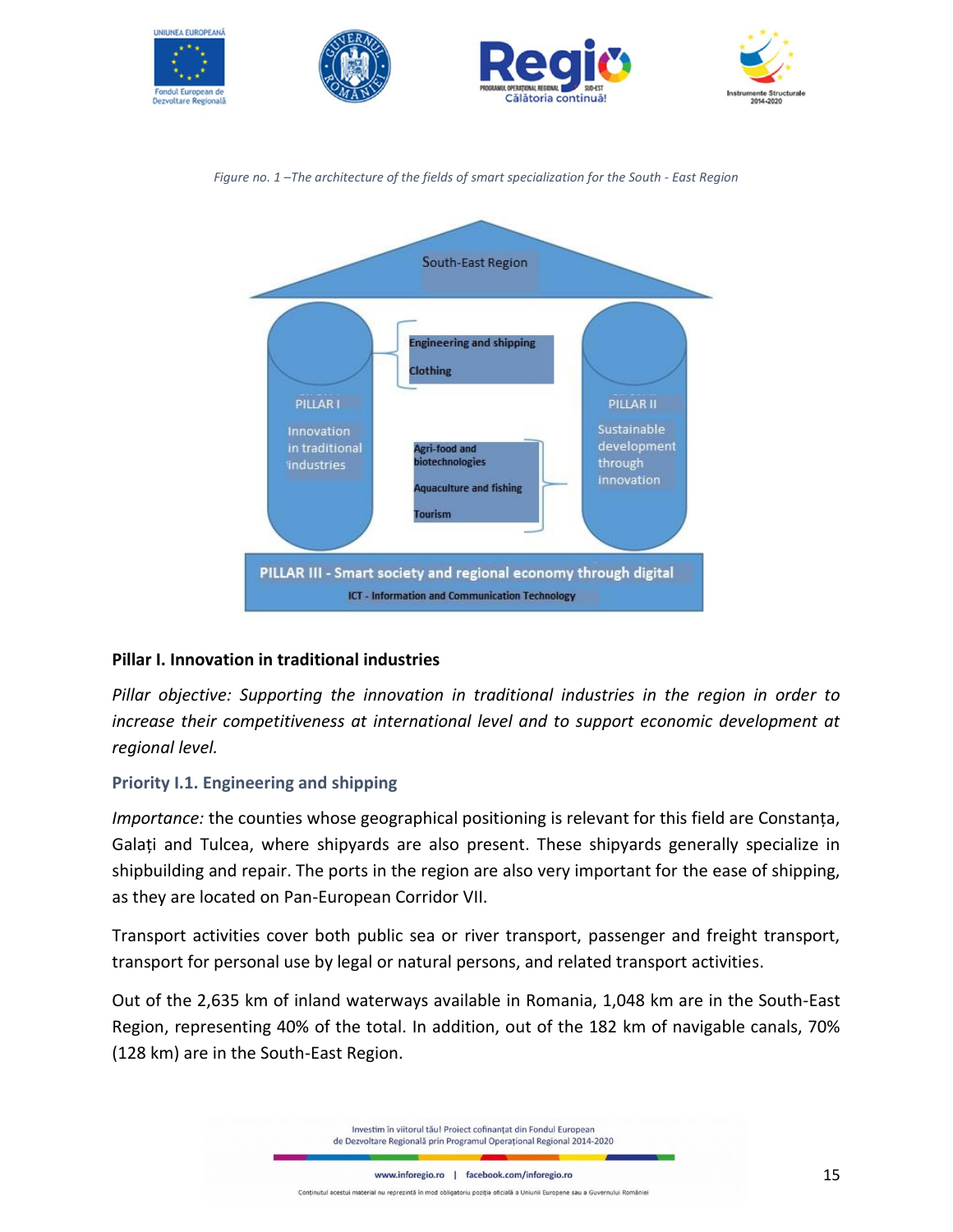*Figure no. 1 –The architecture of the fields of smart specialization for the South - East Region*

South-East Region

PILLAR I

Innovation in traditional industries

Engineering and shipping

Clothing

PILLAR II

Sustainable development through innovation

Agri-food and biotechnologies

Aquaculture and fishing

Tourism

PILLAR III - Smart society and regional economy through digital

ICT - Information and Communication Technology

**Pillar I. Innovation in traditional industries**

*Pillar objective: Supporting the innovation in traditional industries in the region in order to increase their competitiveness at international level and to support economic development at regional level.*

### Priority I.1. Engineering and shipping

*Importance:* the counties whose geographical positioning is relevant for this field are Constanța, Galați and Tulcea, where shipyards are also present. These shipyards generally specialize in shipbuilding and repair. The ports in the region are also very important for the ease of shipping, as they are located on Pan-European Corridor VII.

Transport activities cover both public sea or river transport, passenger and freight transport, transport for personal use by legal or natural persons, and related transport activities.

Out of the 2,635 km of inland waterways available in Romania, 1,048 km are in the South-East Region, representing 40% of the total. In addition, out of the 182 km of navigable canals, 70% (128 km) are in the South-East Region.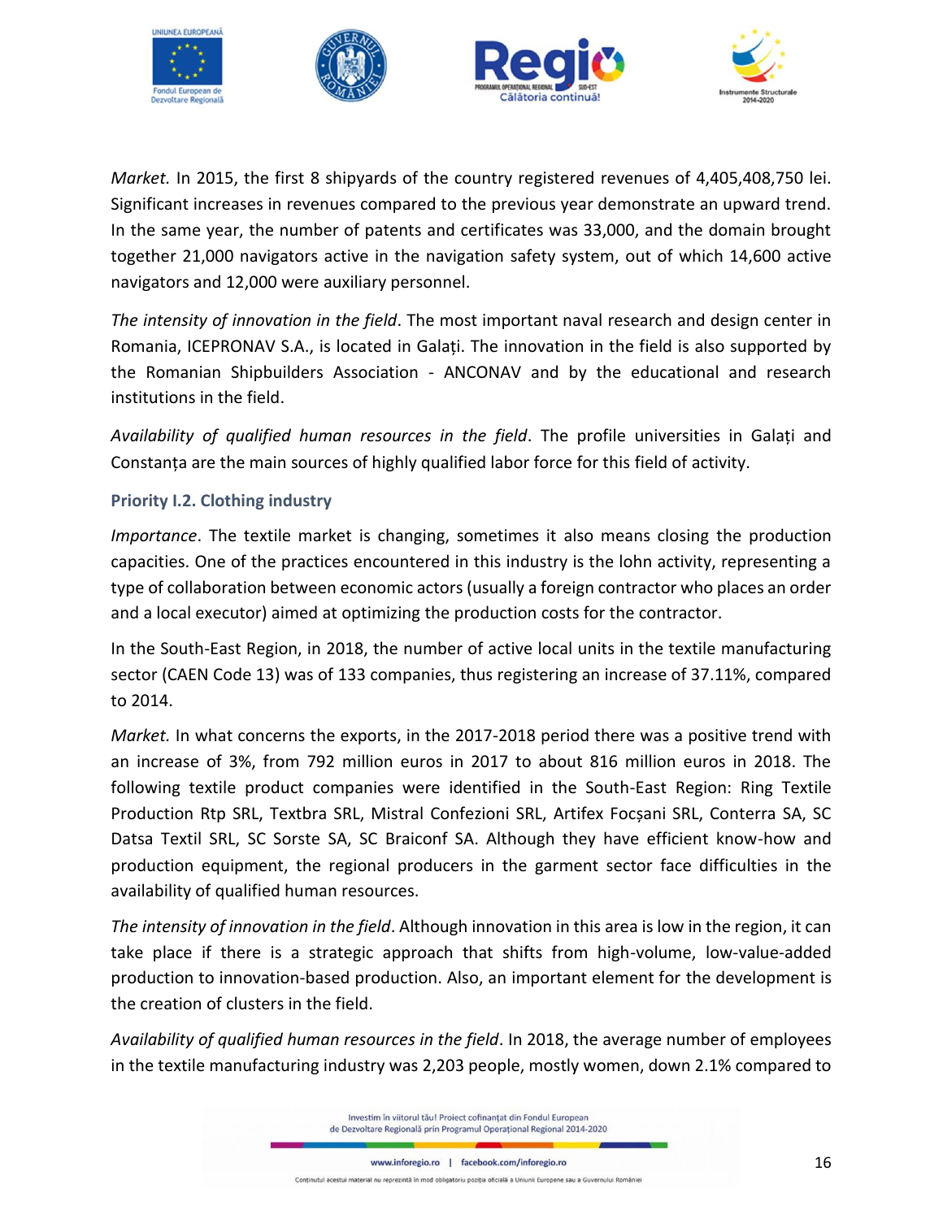*Market.* In 2015, the first 8 shipyards of the country registered revenues of 4,405,408,750 lei. Significant increases in revenues compared to the previous year demonstrate an upward trend. In the same year, the number of patents and certificates was 33,000, and the domain brought together 21,000 navigators active in the navigation safety system, out of which 14,600 active navigators and 12,000 were auxiliary personnel.

*The intensity of innovation in the field*. The most important naval research and design center in Romania, ICEPRONAV S.A., is located in Galați. The innovation in the field is also supported by the Romanian Shipbuilders Association - ANCONAV and by the educational and research institutions in the field.

*Availability of qualified human resources in the field*. The profile universities in Galați and Constanța are the main sources of highly qualified labor force for this field of activity.

### Priority I.2. Clothing industry

*Importance*. The textile market is changing, sometimes it also means closing the production capacities. One of the practices encountered in this industry is the lohn activity, representing a type of collaboration between economic actors (usually a foreign contractor who places an order and a local executor) aimed at optimizing the production costs for the contractor.

In the South-East Region, in 2018, the number of active local units in the textile manufacturing sector (CAEN Code 13) was of 133 companies, thus registering an increase of 37.11%, compared to 2014.

*Market.* In what concerns the exports, in the 2017-2018 period there was a positive trend with an increase of 3%, from 792 million euros in 2017 to about 816 million euros in 2018. The following textile product companies were identified in the South-East Region: Ring Textile Production Rtp SRL, Textbra SRL, Mistral Confezioni SRL, Artifex Focșani SRL, Conterra SA, SC Datsa Textil SRL, SC Sorste SA, SC Braiconf SA. Although they have efficient know-how and production equipment, the regional producers in the garment sector face difficulties in the availability of qualified human resources.

*The intensity of innovation in the field*. Although innovation in this area is low in the region, it can take place if there is a strategic approach that shifts from high-volume, low-value-added production to innovation-based production. Also, an important element for the development is the creation of clusters in the field.

*Availability of qualified human resources in the field*. In 2018, the average number of employees in the textile manufacturing industry was 2,203 people, mostly women, down 2.1% compared to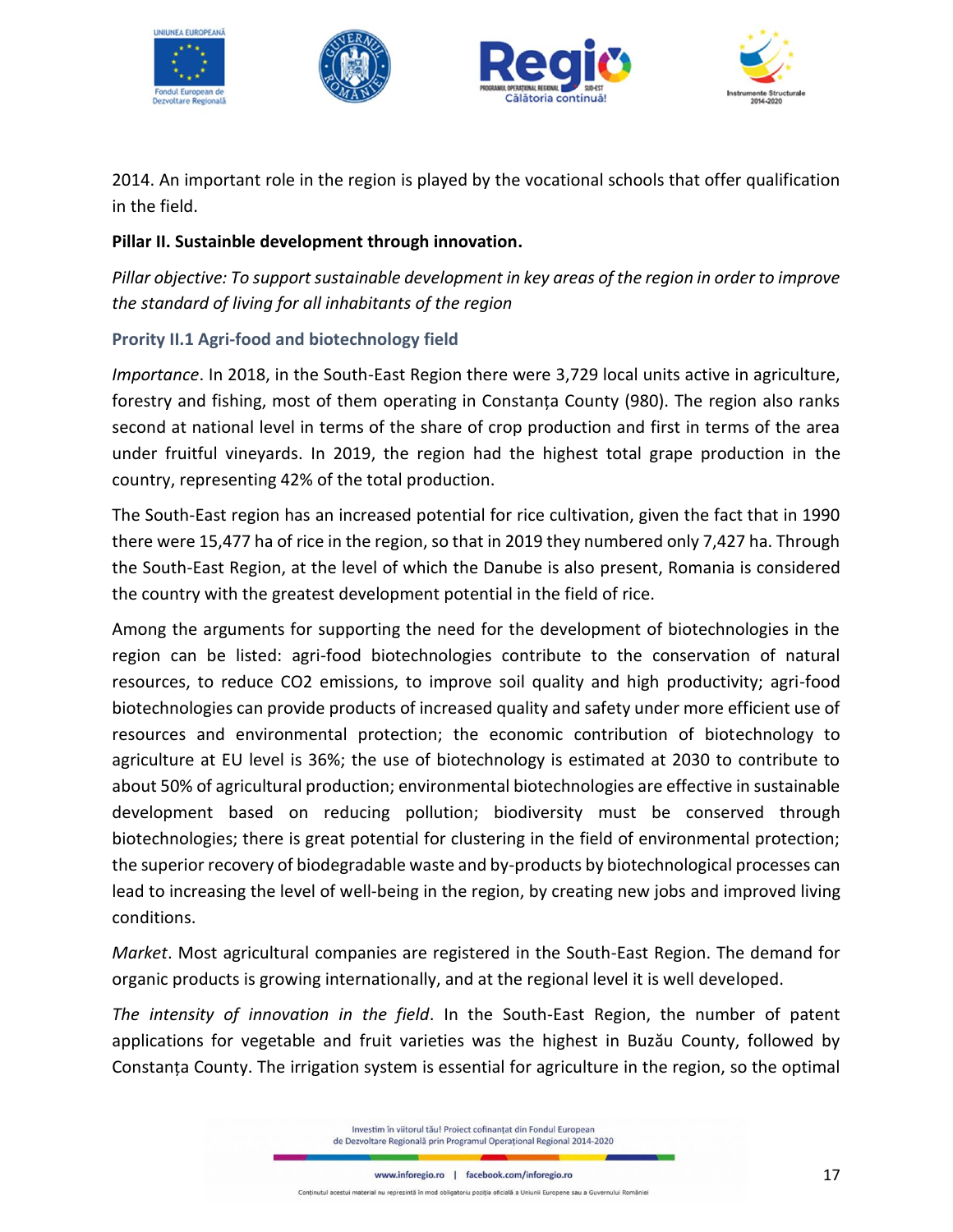2014. An important role in the region is played by the vocational schools that offer qualification in the field.

**Pillar II. Sustainible development through innovation.**

*Pillar objective: To support sustainable development in key areas of the region in order to improve the standard of living for all inhabitants of the region*

### Prority II.1 Agri-food and biotechnology field

*Importance*. In 2018, in the South-East Region there were 3,729 local units active in agriculture, forestry and fishing, most of them operating in Constanța County (980). The region also ranks second at national level in terms of the share of crop production and first in terms of the area under fruitful vineyards. In 2019, the region had the highest total grape production in the country, representing 42% of the total production.

The South-East region has an increased potential for rice cultivation, given the fact that in 1990 there were 15,477 ha of rice in the region, so that in 2019 they numbered only 7,427 ha. Through the South-East Region, at the level of which the Danube is also present, Romania is considered the country with the greatest development potential in the field of rice.

Among the arguments for supporting the need for the development of biotechnologies in the region can be listed: agri-food biotechnologies contribute to the conservation of natural resources, to reduce CO2 emissions, to improve soil quality and high productivity; agri-food biotechnologies can provide products of increased quality and safety under more efficient use of resources and environmental protection; the economic contribution of biotechnology to agriculture at EU level is 36%; the use of biotechnology is estimated at 2030 to contribute to about 50% of agricultural production; environmental biotechnologies are effective in sustainable development based on reducing pollution; biodiversity must be conserved through biotechnologies; there is great potential for clustering in the field of environmental protection; the superior recovery of biodegradable waste and by-products by biotechnological processes can lead to increasing the level of well-being in the region, by creating new jobs and improved living conditions.

*Market*. Most agricultural companies are registered in the South-East Region. The demand for organic products is growing internationally, and at the regional level it is well developed.

*The intensity of innovation in the field*. In the South-East Region, the number of patent applications for vegetable and fruit varieties was the highest in Buzău County, followed by Constanța County. The irrigation system is essential for agriculture in the region, so the optimal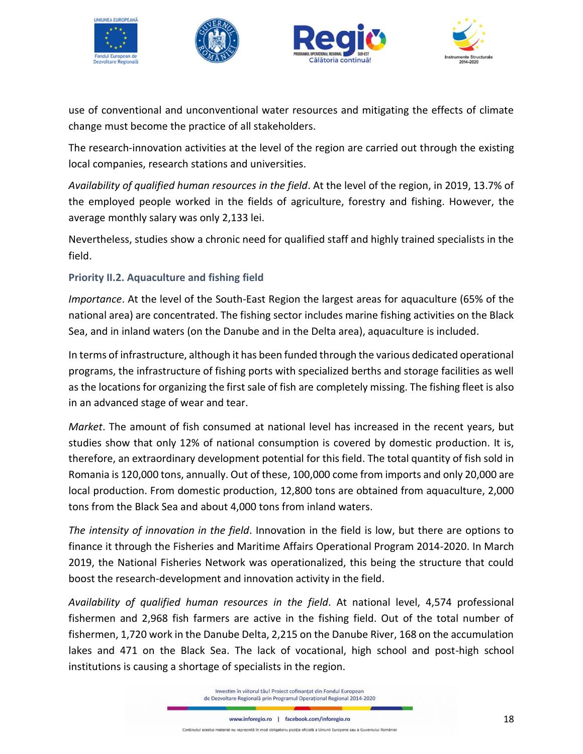use of conventional and unconventional water resources and mitigating the effects of climate change must become the practice of all stakeholders.

The research-innovation activities at the level of the region are carried out through the existing local companies, research stations and universities.

*Availability of qualified human resources in the field*. At the level of the region, in 2019, 13.7% of the employed people worked in the fields of agriculture, forestry and fishing. However, the average monthly salary was only 2,133 lei.

Nevertheless, studies show a chronic need for qualified staff and highly trained specialists in the field.

### Priority II.2. Aquaculture and fishing field

*Importance*. At the level of the South-East Region the largest areas for aquaculture (65% of the national area) are concentrated. The fishing sector includes marine fishing activities on the Black Sea, and in inland waters (on the Danube and in the Delta area), aquaculture is included.

In terms of infrastructure, although it has been funded through the various dedicated operational programs, the infrastructure of fishing ports with specialized berths and storage facilities as well as the locations for organizing the first sale of fish are completely missing. The fishing fleet is also in an advanced stage of wear and tear.

*Market*. The amount of fish consumed at national level has increased in the recent years, but studies show that only 12% of national consumption is covered by domestic production. It is, therefore, an extraordinary development potential for this field. The total quantity of fish sold in Romania is 120,000 tons, annually. Out of these, 100,000 come from imports and only 20,000 are local production. From domestic production, 12,800 tons are obtained from aquaculture, 2,000 tons from the Black Sea and about 4,000 tons from inland waters.

*The intensity of innovation in the field*. Innovation in the field is low, but there are options to finance it through the Fisheries and Maritime Affairs Operational Program 2014-2020. In March 2019, the National Fisheries Network was operationalized, this being the structure that could boost the research-development and innovation activity in the field.

*Availability of qualified human resources in the field*. At national level, 4,574 professional fishermen and 2,968 fish farmers are active in the fishing field. Out of the total number of fishermen, 1,720 work in the Danube Delta, 2,215 on the Danube River, 168 on the accumulation lakes and 471 on the Black Sea. The lack of vocational, high school and post-high school institutions is causing a shortage of specialists in the region.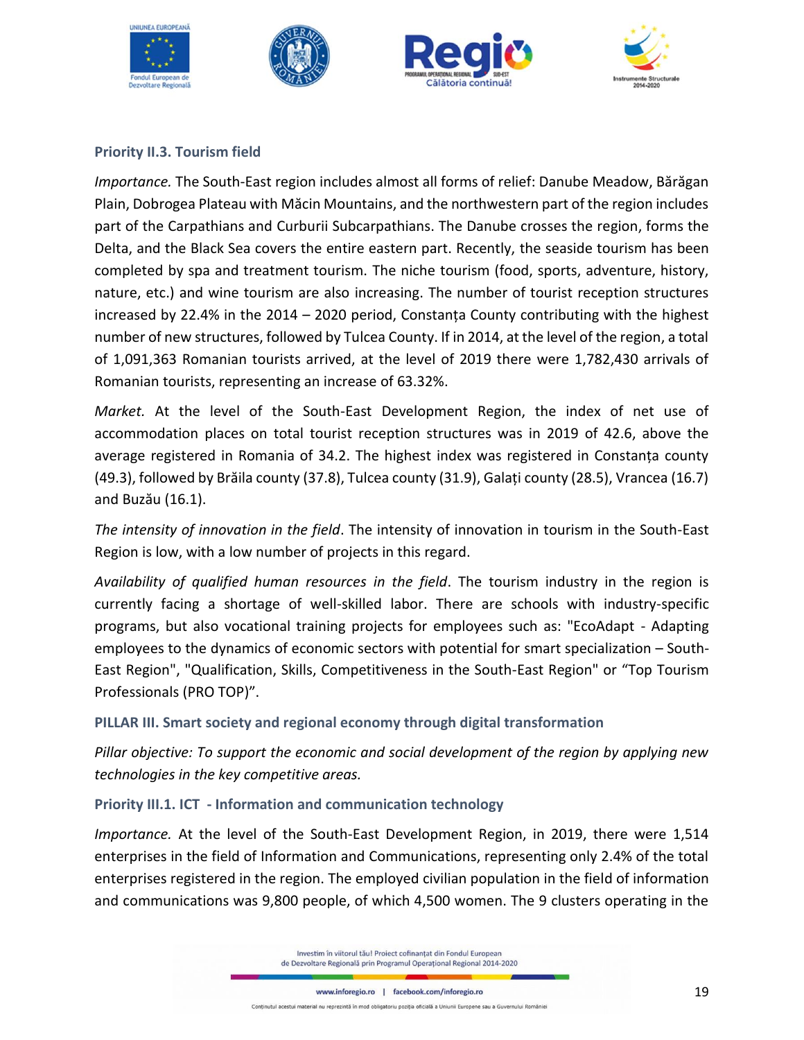### Priority II.3. Tourism field

*Importance.* The South-East region includes almost all forms of relief: Danube Meadow, Bărăgan Plain, Dobrogea Plateau with Măcin Mountains, and the northwestern part of the region includes part of the Carpathians and Curburii Subcarpathians. The Danube crosses the region, forms the Delta, and the Black Sea covers the entire eastern part. Recently, the seaside tourism has been completed by spa and treatment tourism. The niche tourism (food, sports, adventure, history, nature, etc.) and wine tourism are also increasing. The number of tourist reception structures increased by 22.4% in the 2014 – 2020 period, Constanța County contributing with the highest number of new structures, followed by Tulcea County. If in 2014, at the level of the region, a total of 1,091,363 Romanian tourists arrived, at the level of 2019 there were 1,782,430 arrivals of Romanian tourists, representing an increase of 63.32%.

*Market.* At the level of the South-East Development Region, the index of net use of accommodation places on total tourist reception structures was in 2019 of 42.6, above the average registered in Romania of 34.2. The highest index was registered in Constanța county (49.3), followed by Brăila county (37.8), Tulcea county (31.9), Galați county (28.5), Vrancea (16.7) and Buzău (16.1).

*The intensity of innovation in the field*. The intensity of innovation in tourism in the South-East Region is low, with a low number of projects in this regard.

*Availability of qualified human resources in the field*. The tourism industry in the region is currently facing a shortage of well-skilled labor. There are schools with industry-specific programs, but also vocational training projects for employees such as: "EcoAdapt - Adapting employees to the dynamics of economic sectors with potential for smart specialization – South-East Region", "Qualification, Skills, Competitiveness in the South-East Region" or "Top Tourism Professionals (PRO TOP)".

## PILLAR III. Smart society and regional economy through digital transformation

*Pillar objective: To support the economic and social development of the region by applying new technologies in the key competitive areas.*

### Priority III.1. ICT - Information and communication technology

*Importance.* At the level of the South-East Development Region, in 2019, there were 1,514 enterprises in the field of Information and Communications, representing only 2.4% of the total enterprises registered in the region. The employed civilian population in the field of information and communications was 9,800 people, of which 4,500 women. The 9 clusters operating in the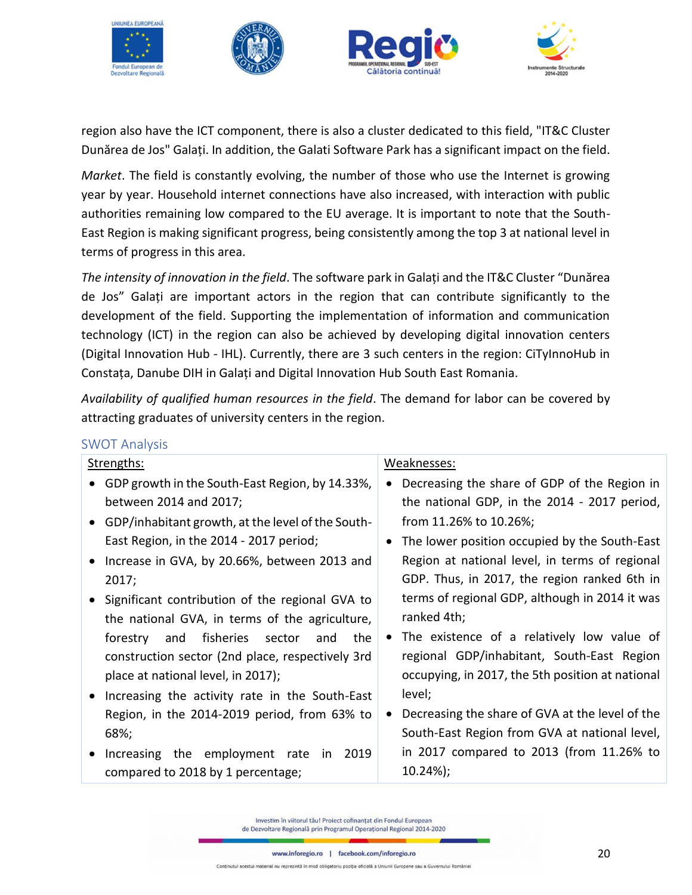region also have the ICT component, there is also a cluster dedicated to this field, "IT&C Cluster Dunărea de Jos" Galați. In addition, the Galati Software Park has a significant impact on the field.

*Market*. The field is constantly evolving, the number of those who use the Internet is growing year by year. Household internet connections have also increased, with interaction with public authorities remaining low compared to the EU average. It is important to note that the South-East Region is making significant progress, being consistently among the top 3 at national level in terms of progress in this area.

*The intensity of innovation in the field*. The software park in Galați and the IT&C Cluster "Dunărea de Jos" Galați are important actors in the region that can contribute significantly to the development of the field. Supporting the implementation of information and communication technology (ICT) in the region can also be achieved by developing digital innovation centers (Digital Innovation Hub - IHL). Currently, there are 3 such centers in the region: CiTyInnoHub in Constața, Danube DIH in Galați and Digital Innovation Hub South East Romania.

*Availability of qualified human resources in the field*. The demand for labor can be covered by attracting graduates of university centers in the region.

## SWOT Analysis

| Strengths: | Weaknesses: |
|---|---|
| • GDP growth in the South-East Region, by 14.33%, between 2014 and 2017;<br>• GDP/inhabitant growth, at the level of the South-East Region, in the 2014 - 2017 period;<br>• Increase in GVA, by 20.66%, between 2013 and 2017;<br>• Significant contribution of the regional GVA to the national GVA, in terms of the agriculture, forestry and fisheries sector and the construction sector (2nd place, respectively 3rd place at national level, in 2017);<br>• Increasing the activity rate in the South-East Region, in the 2014-2019 period, from 63% to 68%;<br>• Increasing the employment rate in 2019 compared to 2018 by 1 percentage; | • Decreasing the share of GDP of the Region in the national GDP, in the 2014 - 2017 period, from 11.26% to 10.26%;<br>• The lower position occupied by the South-East Region at national level, in terms of regional GDP. Thus, in 2017, the region ranked 6th in terms of regional GDP, although in 2014 it was ranked 4th;<br>• The existence of a relatively low value of regional GDP/inhabitant, South-East Region occupying, in 2017, the 5th position at national level;<br>• Decreasing the share of GVA at the level of the South-East Region from GVA at national level, in 2017 compared to 2013 (from 11.26% to 10.24%); |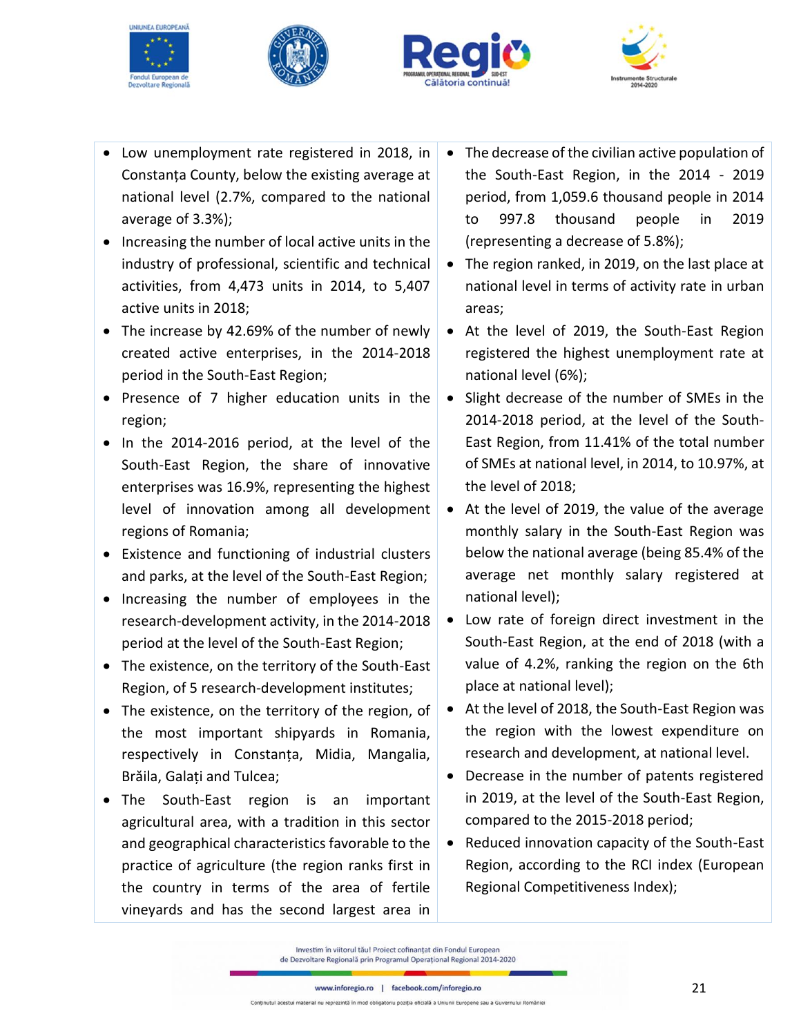- Low unemployment rate registered in 2018, in Constanța County, below the existing average at national level (2.7%, compared to the national average of 3.3%);
- Increasing the number of local active units in the industry of professional, scientific and technical activities, from 4,473 units in 2014, to 5,407 active units in 2018;
- The increase by 42.69% of the number of newly created active enterprises, in the 2014-2018 period in the South-East Region;
- Presence of 7 higher education units in the region;
- In the 2014-2016 period, at the level of the South-East Region, the share of innovative enterprises was 16.9%, representing the highest level of innovation among all development regions of Romania;
- Existence and functioning of industrial clusters and parks, at the level of the South-East Region;
- Increasing the number of employees in the research-development activity, in the 2014-2018 period at the level of the South-East Region;
- The existence, on the territory of the South-East Region, of 5 research-development institutes;
- The existence, on the territory of the region, of the most important shipyards in Romania, respectively in Constanța, Midia, Mangalia, Brăila, Galați and Tulcea;
- The South-East region is an important agricultural area, with a tradition in this sector and geographical characteristics favorable to the practice of agriculture (the region ranks first in the country in terms of the area of fertile vineyards and has the second largest area in

- The decrease of the civilian active population of the South-East Region, in the 2014 - 2019 period, from 1,059.6 thousand people in 2014 to 997.8 thousand people in 2019 (representing a decrease of 5.8%);
- The region ranked, in 2019, on the last place at national level in terms of activity rate in urban areas;
- At the level of 2019, the South-East Region registered the highest unemployment rate at national level (6%);
- Slight decrease of the number of SMEs in the 2014-2018 period, at the level of the South-East Region, from 11.41% of the total number of SMEs at national level, in 2014, to 10.97%, at the level of 2018;
- At the level of 2019, the value of the average monthly salary in the South-East Region was below the national average (being 85.4% of the average net monthly salary registered at national level);
- Low rate of foreign direct investment in the South-East Region, at the end of 2018 (with a value of 4.2%, ranking the region on the 6th place at national level);
- At the level of 2018, the South-East Region was the region with the lowest expenditure on research and development, at national level.
- Decrease in the number of patents registered in 2019, at the level of the South-East Region, compared to the 2015-2018 period;
- Reduced innovation capacity of the South-East Region, according to the RCI index (European Regional Competitiveness Index);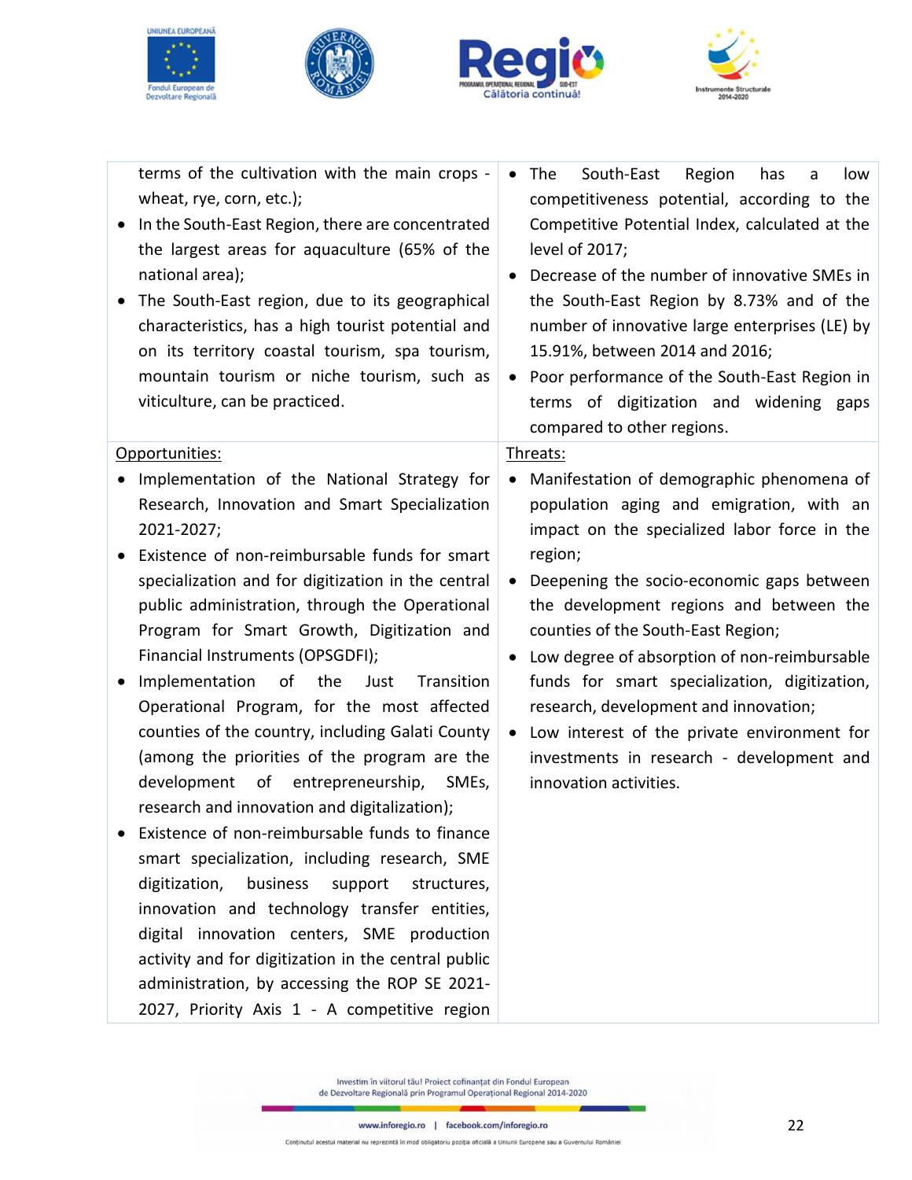| | |
|---|---|
| terms of the cultivation with the main crops - wheat, rye, corn, etc.);<br>• In the South-East Region, there are concentrated the largest areas for aquaculture (65% of the national area);<br>• The South-East region, due to its geographical characteristics, has a high tourist potential and on its territory coastal tourism, spa tourism, mountain tourism or niche tourism, such as viticulture, can be practiced. | • The South-East Region has a low competitiveness potential, according to the Competitive Potential Index, calculated at the level of 2017;<br>• Decrease of the number of innovative SMEs in the South-East Region by 8.73% and of the number of innovative large enterprises (LE) by 15.91%, between 2014 and 2016;<br>• Poor performance of the South-East Region in terms of digitization and widening gaps compared to other regions. |
| <u>Opportunities:</u><br>• Implementation of the National Strategy for Research, Innovation and Smart Specialization 2021-2027;<br>• Existence of non-reimbursable funds for smart specialization and for digitization in the central public administration, through the Operational Program for Smart Growth, Digitization and Financial Instruments (OPSGDFI);<br>• Implementation of the Just Transition Operational Program, for the most affected counties of the country, including Galati County (among the priorities of the program are the development of entrepreneurship, SMEs, research and innovation and digitalization);<br>• Existence of non-reimbursable funds to finance smart specialization, including research, SME digitization, business support structures, innovation and technology transfer entities, digital innovation centers, SME production activity and for digitization in the central public administration, by accessing the ROP SE 2021-2027, Priority Axis 1 - A competitive region | <u>Threats:</u><br>• Manifestation of demographic phenomena of population aging and emigration, with an impact on the specialized labor force in the region;<br>• Deepening the socio-economic gaps between the development regions and between the counties of the South-East Region;<br>• Low degree of absorption of non-reimbursable funds for smart specialization, digitization, research, development and innovation;<br>• Low interest of the private environment for investments in research - development and innovation activities. |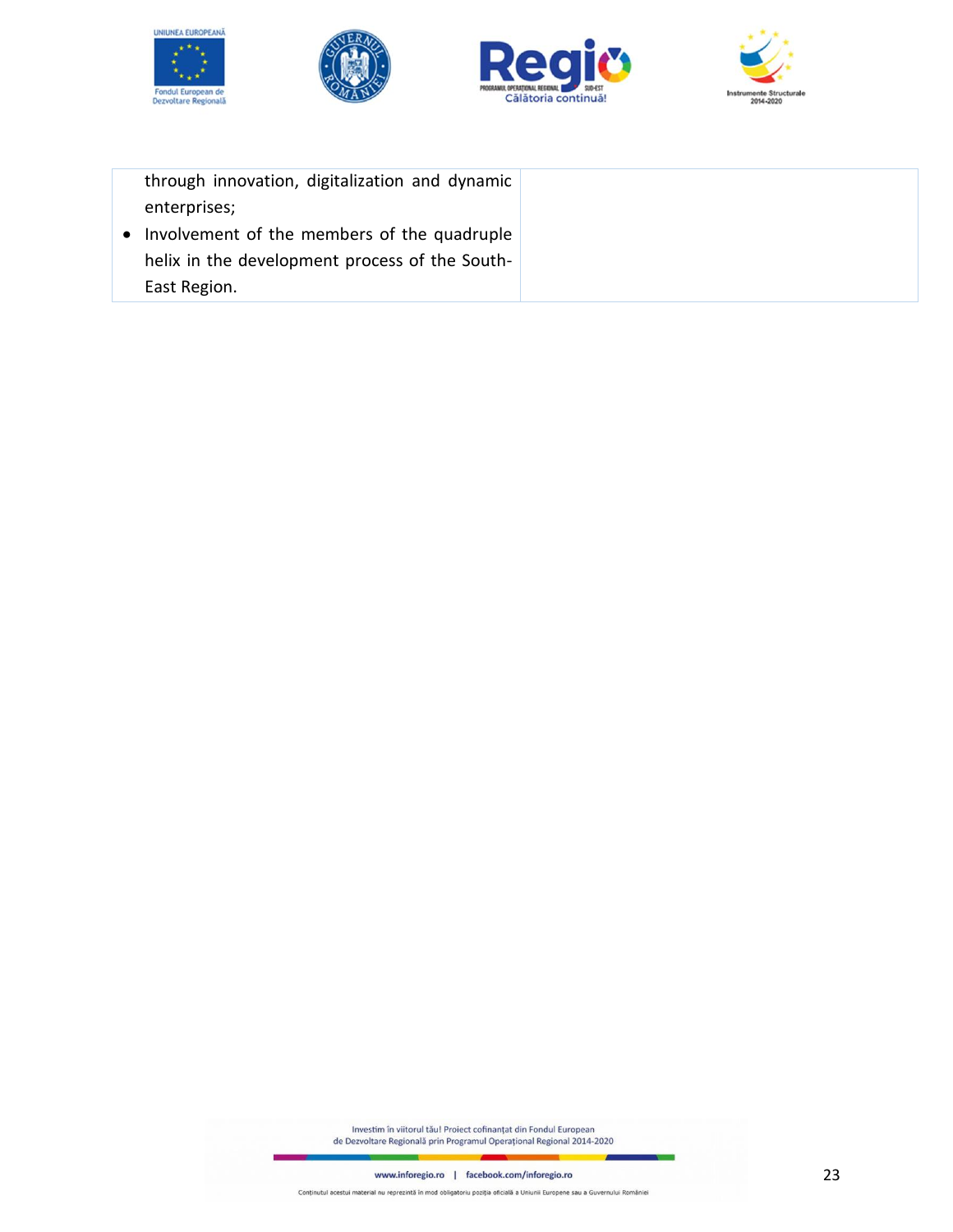| | |
|---|---|
| through innovation, digitalization and dynamic enterprises;<br>• Involvement of the members of the quadruple helix in the development process of the South-East Region. | |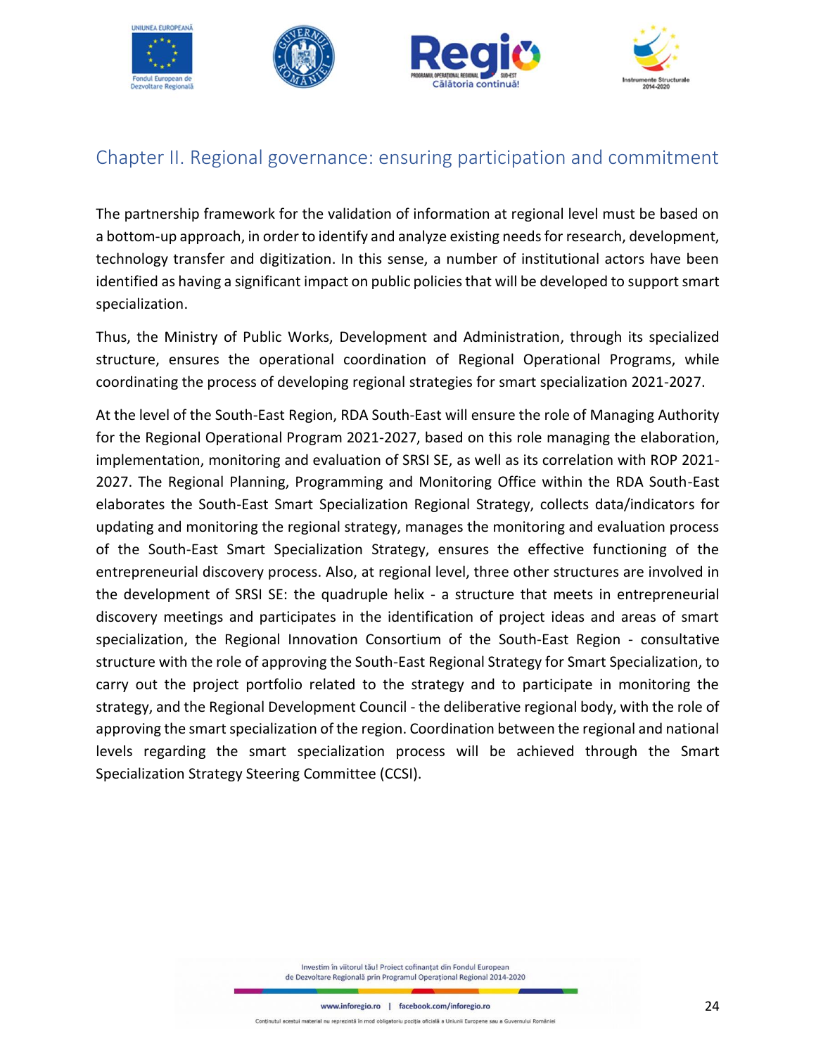## Chapter II. Regional governance: ensuring participation and commitment

The partnership framework for the validation of information at regional level must be based on a bottom-up approach, in order to identify and analyze existing needs for research, development, technology transfer and digitization. In this sense, a number of institutional actors have been identified as having a significant impact on public policies that will be developed to support smart specialization.

Thus, the Ministry of Public Works, Development and Administration, through its specialized structure, ensures the operational coordination of Regional Operational Programs, while coordinating the process of developing regional strategies for smart specialization 2021-2027.

At the level of the South-East Region, RDA South-East will ensure the role of Managing Authority for the Regional Operational Program 2021-2027, based on this role managing the elaboration, implementation, monitoring and evaluation of SRSI SE, as well as its correlation with ROP 2021-2027. The Regional Planning, Programming and Monitoring Office within the RDA South-East elaborates the South-East Smart Specialization Regional Strategy, collects data/indicators for updating and monitoring the regional strategy, manages the monitoring and evaluation process of the South-East Smart Specialization Strategy, ensures the effective functioning of the entrepreneurial discovery process. Also, at regional level, three other structures are involved in the development of SRSI SE: the quadruple helix - a structure that meets in entrepreneurial discovery meetings and participates in the identification of project ideas and areas of smart specialization, the Regional Innovation Consortium of the South-East Region - consultative structure with the role of approving the South-East Regional Strategy for Smart Specialization, to carry out the project portfolio related to the strategy and to participate in monitoring the strategy, and the Regional Development Council - the deliberative regional body, with the role of approving the smart specialization of the region. Coordination between the regional and national levels regarding the smart specialization process will be achieved through the Smart Specialization Strategy Steering Committee (CCSI).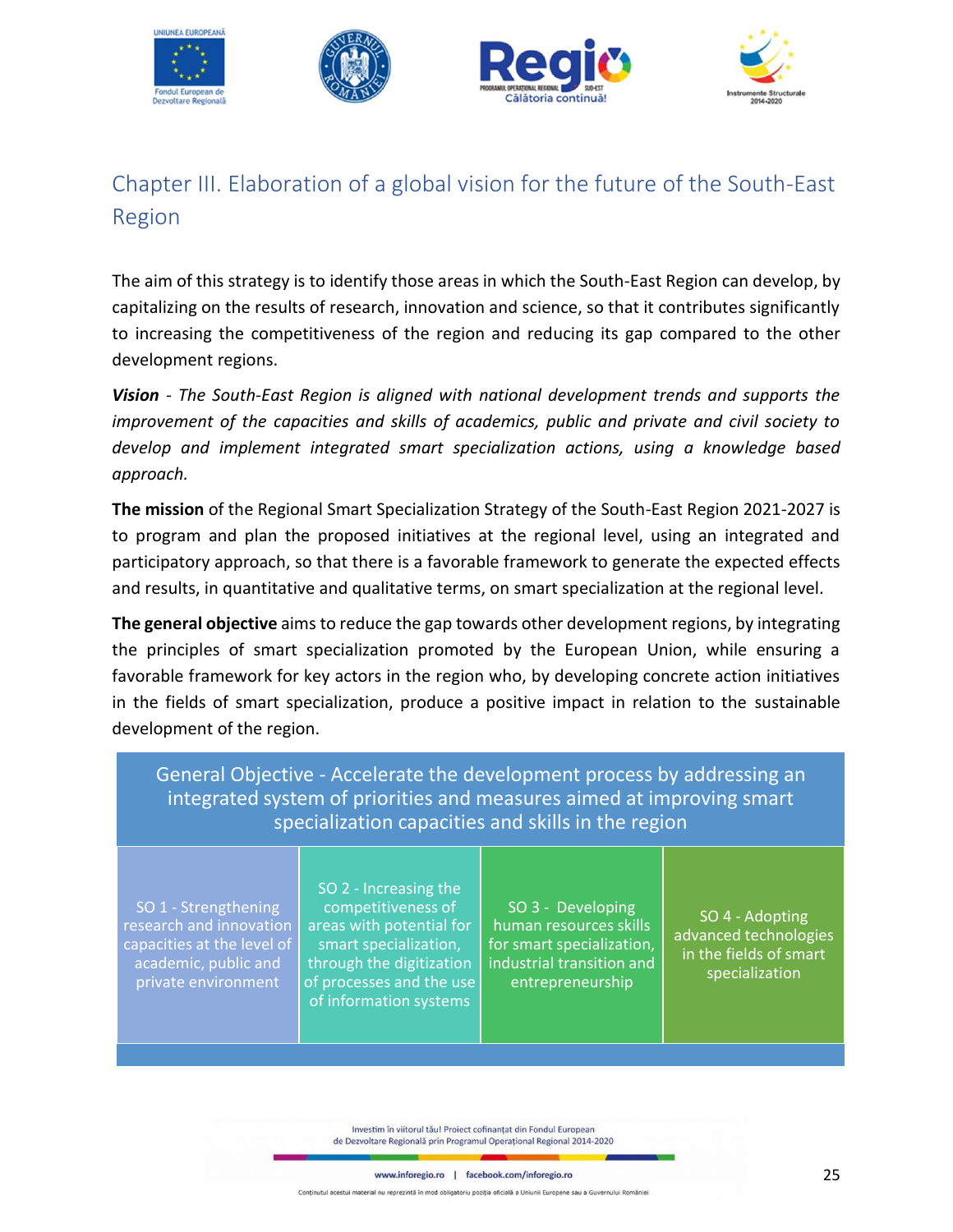## Chapter III. Elaboration of a global vision for the future of the South-East Region

The aim of this strategy is to identify those areas in which the South-East Region can develop, by capitalizing on the results of research, innovation and science, so that it contributes significantly to increasing the competitiveness of the region and reducing its gap compared to the other development regions.

***Vision*** *- The South-East Region is aligned with national development trends and supports the improvement of the capacities and skills of academics, public and private and civil society to develop and implement integrated smart specialization actions, using a knowledge based approach.*

**The mission** of the Regional Smart Specialization Strategy of the South-East Region 2021-2027 is to program and plan the proposed initiatives at the regional level, using an integrated and participatory approach, so that there is a favorable framework to generate the expected effects and results, in quantitative and qualitative terms, on smart specialization at the regional level.

**The general objective** aims to reduce the gap towards other development regions, by integrating the principles of smart specialization promoted by the European Union, while ensuring a favorable framework for key actors in the region who, by developing concrete action initiatives in the fields of smart specialization, produce a positive impact in relation to the sustainable development of the region.

| General Objective - Accelerate the development process by addressing an integrated system of priorities and measures aimed at improving smart specialization capacities and skills in the region | | | |
|---|---|---|---|
| SO 1 - Strengthening research and innovation capacities at the level of academic, public and private environment | SO 2 - Increasing the competitiveness of areas with potential for smart specialization, through the digitization of processes and the use of information systems | SO 3 - Developing human resources skills for smart specialization, industrial transition and entrepreneurship | SO 4 - Adopting advanced technologies in the fields of smart specialization |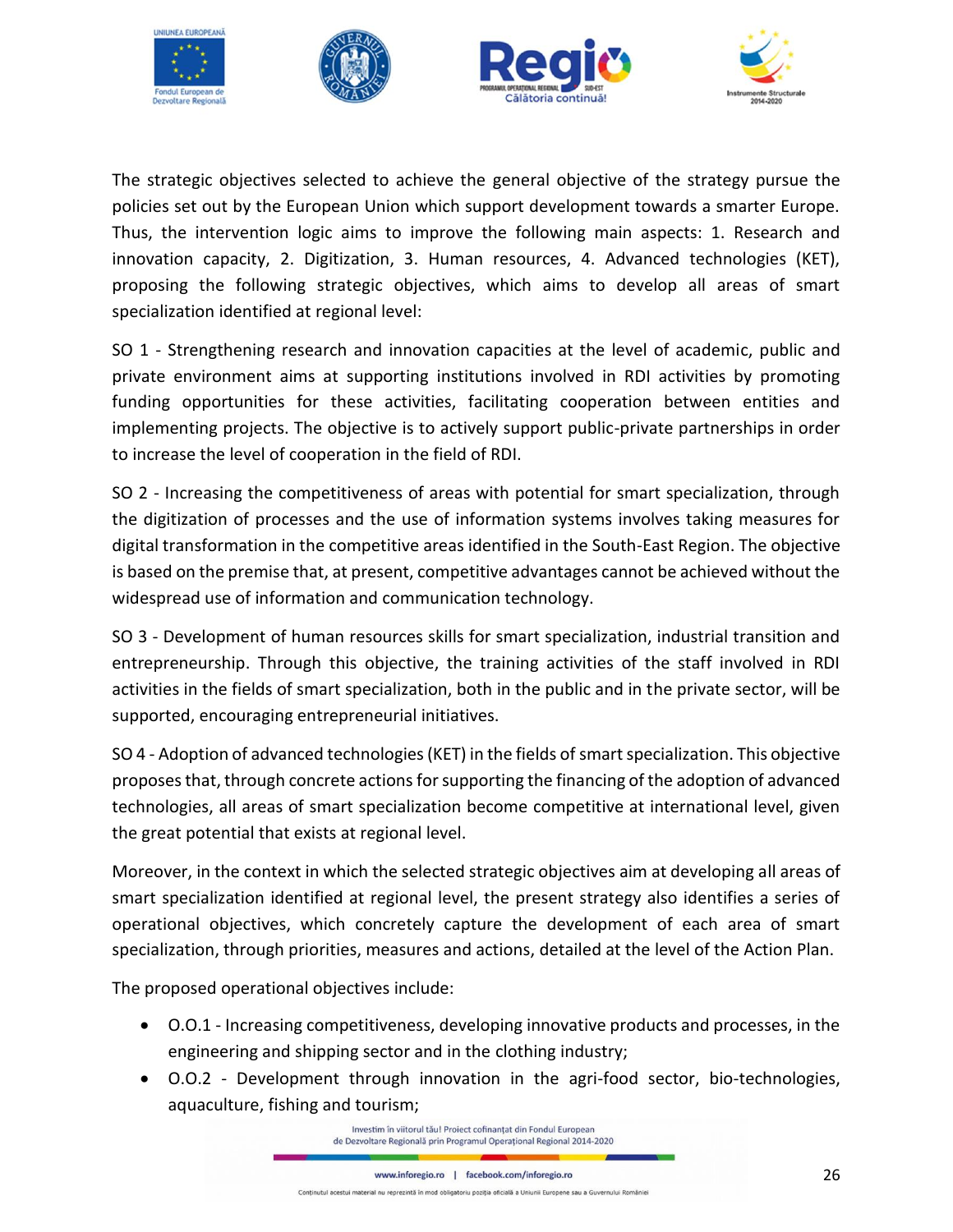The strategic objectives selected to achieve the general objective of the strategy pursue the policies set out by the European Union which support development towards a smarter Europe. Thus, the intervention logic aims to improve the following main aspects: 1. Research and innovation capacity, 2. Digitization, 3. Human resources, 4. Advanced technologies (KET), proposing the following strategic objectives, which aims to develop all areas of smart specialization identified at regional level:

SO 1 - Strengthening research and innovation capacities at the level of academic, public and private environment aims at supporting institutions involved in RDI activities by promoting funding opportunities for these activities, facilitating cooperation between entities and implementing projects. The objective is to actively support public-private partnerships in order to increase the level of cooperation in the field of RDI.

SO 2 - Increasing the competitiveness of areas with potential for smart specialization, through the digitization of processes and the use of information systems involves taking measures for digital transformation in the competitive areas identified in the South-East Region. The objective is based on the premise that, at present, competitive advantages cannot be achieved without the widespread use of information and communication technology.

SO 3 - Development of human resources skills for smart specialization, industrial transition and entrepreneurship. Through this objective, the training activities of the staff involved in RDI activities in the fields of smart specialization, both in the public and in the private sector, will be supported, encouraging entrepreneurial initiatives.

SO 4 - Adoption of advanced technologies (KET) in the fields of smart specialization. This objective proposes that, through concrete actions for supporting the financing of the adoption of advanced technologies, all areas of smart specialization become competitive at international level, given the great potential that exists at regional level.

Moreover, in the context in which the selected strategic objectives aim at developing all areas of smart specialization identified at regional level, the present strategy also identifies a series of operational objectives, which concretely capture the development of each area of smart specialization, through priorities, measures and actions, detailed at the level of the Action Plan.

The proposed operational objectives include:

- O.O.1 - Increasing competitiveness, developing innovative products and processes, in the engineering and shipping sector and in the clothing industry;
- O.O.2 - Development through innovation in the agri-food sector, bio-technologies, aquaculture, fishing and tourism;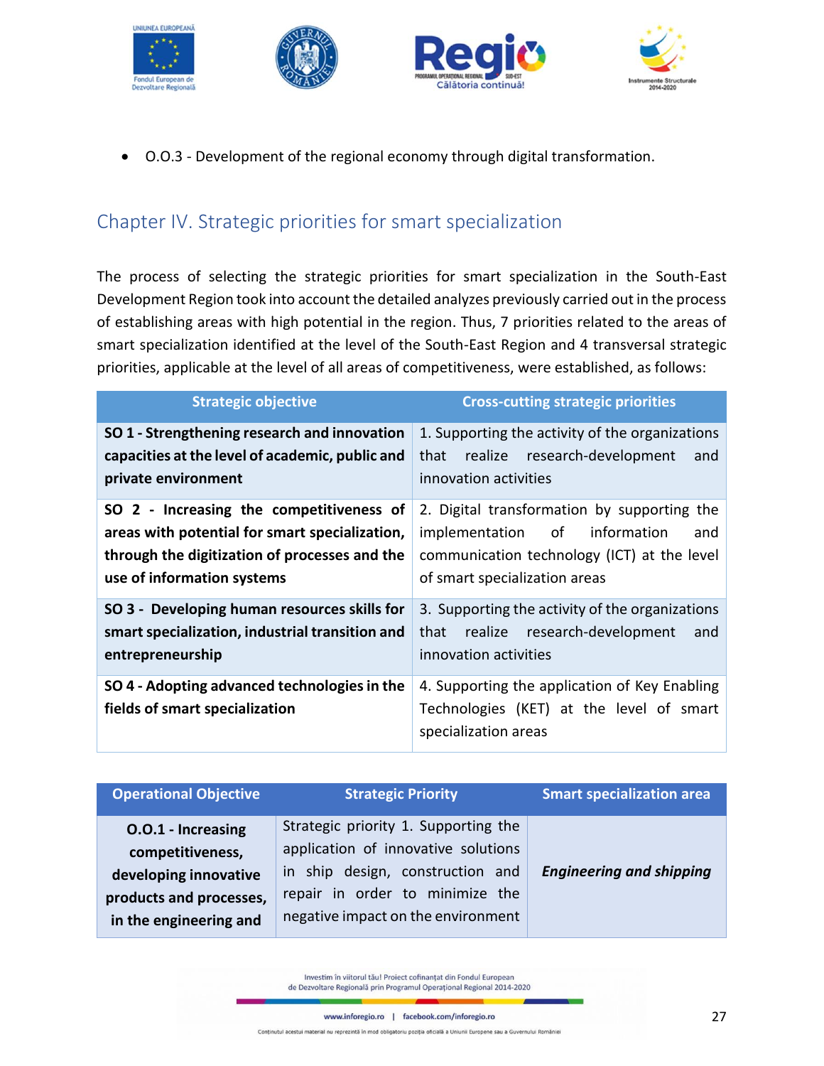- O.O.3 - Development of the regional economy through digital transformation.

## Chapter IV. Strategic priorities for smart specialization

The process of selecting the strategic priorities for smart specialization in the South-East Development Region took into account the detailed analyzes previously carried out in the process of establishing areas with high potential in the region. Thus, 7 priorities related to the areas of smart specialization identified at the level of the South-East Region and 4 transversal strategic priorities, applicable at the level of all areas of competitiveness, were established, as follows:

| Strategic objective | Cross-cutting strategic priorities |
|---|---|
| **SO 1 - Strengthening research and innovation capacities at the level of academic, public and private environment** | 1. Supporting the activity of the organizations that realize research-development and innovation activities |
| **SO 2 - Increasing the competitiveness of areas with potential for smart specialization, through the digitization of processes and the use of information systems** | 2. Digital transformation by supporting the implementation of information and communication technology (ICT) at the level of smart specialization areas |
| **SO 3 - Developing human resources skills for smart specialization, industrial transition and entrepreneurship** | 3. Supporting the activity of the organizations that realize research-development and innovation activities |
| **SO 4 - Adopting advanced technologies in the fields of smart specialization** | 4. Supporting the application of Key Enabling Technologies (KET) at the level of smart specialization areas |

| Operational Objective | Strategic Priority | Smart specialization area |
|---|---|---|
| **O.O.1 - Increasing competitiveness, developing innovative products and processes, in the engineering and** | Strategic priority 1. Supporting the application of innovative solutions in ship design, construction and repair in order to minimize the negative impact on the environment | ***Engineering and shipping*** |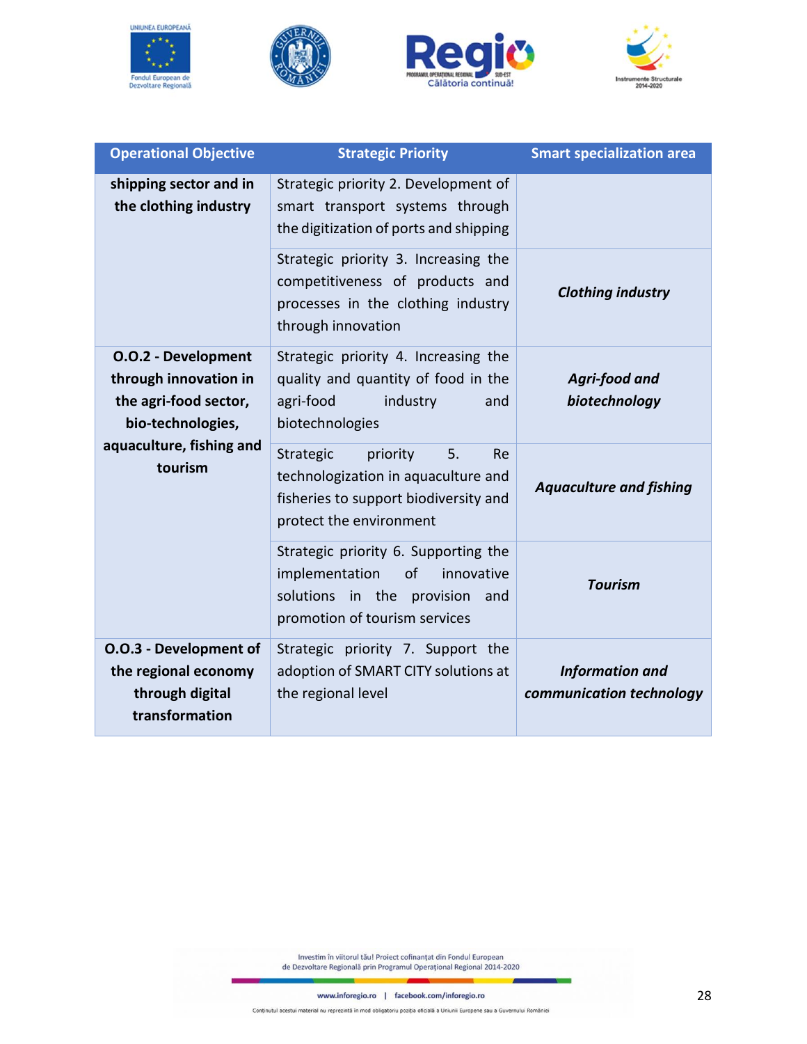| Operational Objective | Strategic Priority | Smart specialization area |
|---|---|---|
| **shipping sector and in the clothing industry** | Strategic priority 2. Development of smart transport systems through the digitization of ports and shipping | |
| | Strategic priority 3. Increasing the competitiveness of products and processes in the clothing industry through innovation | ***Clothing industry*** |
| **O.O.2 - Development through innovation in the agri-food sector, bio-technologies, aquaculture, fishing and tourism** | Strategic priority 4. Increasing the quality and quantity of food in the agri-food industry and biotechnologies | ***Agri-food and biotechnology*** |
| | Strategic priority 5. Re technologization in aquaculture and fisheries to support biodiversity and protect the environment | ***Aquaculture and fishing*** |
| | Strategic priority 6. Supporting the implementation of innovative solutions in the provision and promotion of tourism services | ***Tourism*** |
| **O.O.3 - Development of the regional economy through digital transformation** | Strategic priority 7. Support the adoption of SMART CITY solutions at the regional level | ***Information and communication technology*** |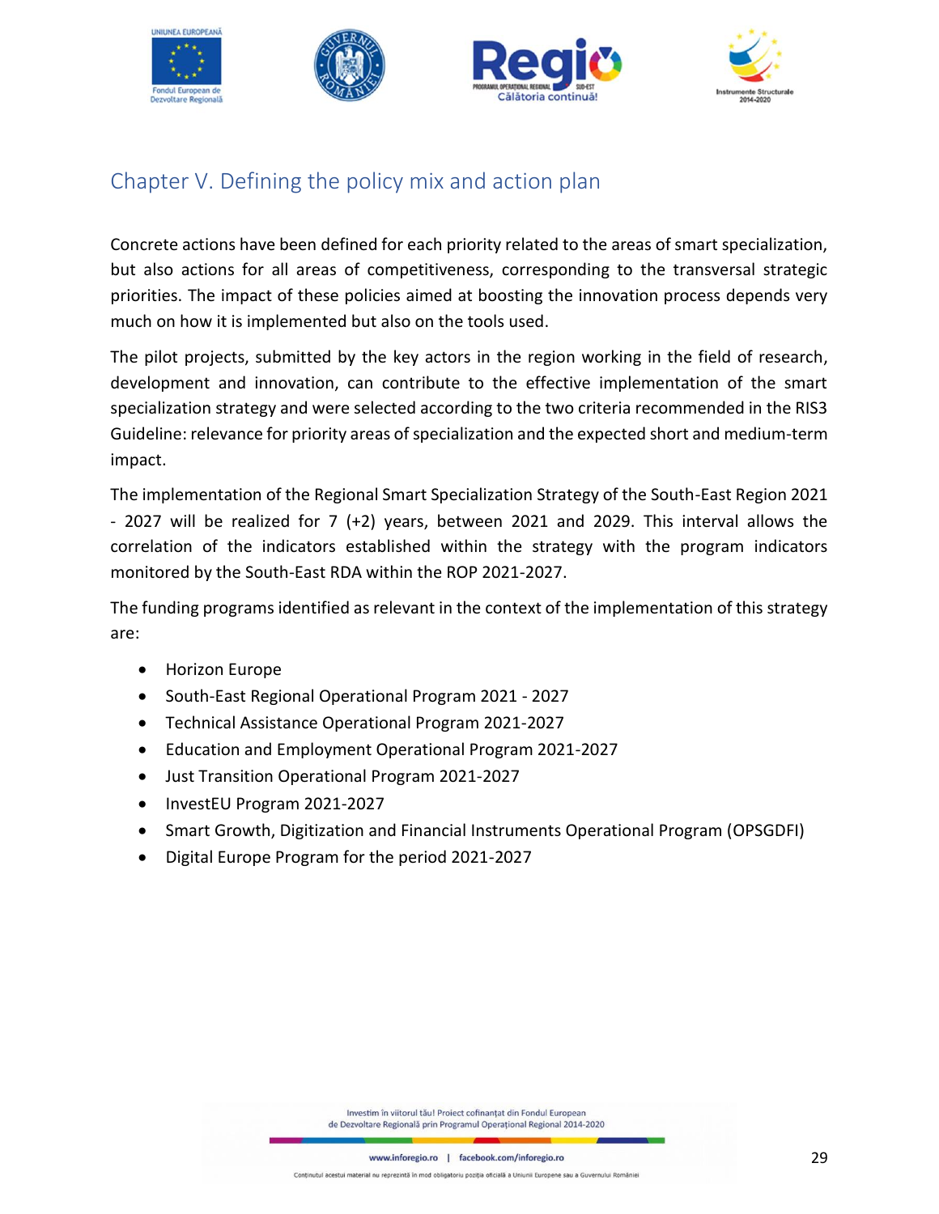# Chapter V. Defining the policy mix and action plan

Concrete actions have been defined for each priority related to the areas of smart specialization, but also actions for all areas of competitiveness, corresponding to the transversal strategic priorities. The impact of these policies aimed at boosting the innovation process depends very much on how it is implemented but also on the tools used.

The pilot projects, submitted by the key actors in the region working in the field of research, development and innovation, can contribute to the effective implementation of the smart specialization strategy and were selected according to the two criteria recommended in the RIS3 Guideline: relevance for priority areas of specialization and the expected short and medium-term impact.

The implementation of the Regional Smart Specialization Strategy of the South-East Region 2021 - 2027 will be realized for 7 (+2) years, between 2021 and 2029. This interval allows the correlation of the indicators established within the strategy with the program indicators monitored by the South-East RDA within the ROP 2021-2027.

The funding programs identified as relevant in the context of the implementation of this strategy are:

- Horizon Europe
- South-East Regional Operational Program 2021 - 2027
- Technical Assistance Operational Program 2021-2027
- Education and Employment Operational Program 2021-2027
- Just Transition Operational Program 2021-2027
- InvestEU Program 2021-2027
- Smart Growth, Digitization and Financial Instruments Operational Program (OPSGDFI)
- Digital Europe Program for the period 2021-2027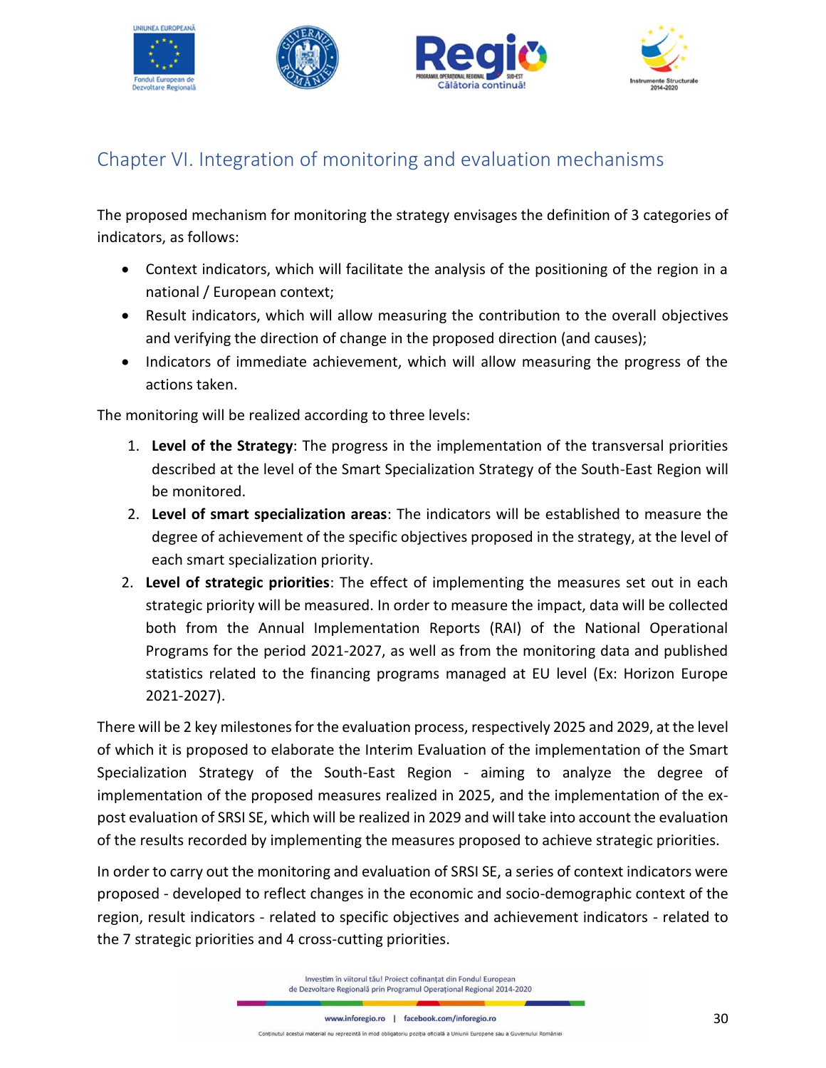## Chapter VI. Integration of monitoring and evaluation mechanisms

The proposed mechanism for monitoring the strategy envisages the definition of 3 categories of indicators, as follows:

- Context indicators, which will facilitate the analysis of the positioning of the region in a national / European context;
- Result indicators, which will allow measuring the contribution to the overall objectives and verifying the direction of change in the proposed direction (and causes);
- Indicators of immediate achievement, which will allow measuring the progress of the actions taken.

The monitoring will be realized according to three levels:

1. **Level of the Strategy**: The progress in the implementation of the transversal priorities described at the level of the Smart Specialization Strategy of the South-East Region will be monitored.
2. **Level of smart specialization areas**: The indicators will be established to measure the degree of achievement of the specific objectives proposed in the strategy, at the level of each smart specialization priority.
3. **Level of strategic priorities**: The effect of implementing the measures set out in each strategic priority will be measured. In order to measure the impact, data will be collected both from the Annual Implementation Reports (RAI) of the National Operational Programs for the period 2021-2027, as well as from the monitoring data and published statistics related to the financing programs managed at EU level (Ex: Horizon Europe 2021-2027).

There will be 2 key milestones for the evaluation process, respectively 2025 and 2029, at the level of which it is proposed to elaborate the Interim Evaluation of the implementation of the Smart Specialization Strategy of the South-East Region - aiming to analyze the degree of implementation of the proposed measures realized in 2025, and the implementation of the ex-post evaluation of SRSI SE, which will be realized in 2029 and will take into account the evaluation of the results recorded by implementing the measures proposed to achieve strategic priorities.

In order to carry out the monitoring and evaluation of SRSI SE, a series of context indicators were proposed - developed to reflect changes in the economic and socio-demographic context of the region, result indicators - related to specific objectives and achievement indicators - related to the 7 strategic priorities and 4 cross-cutting priorities.